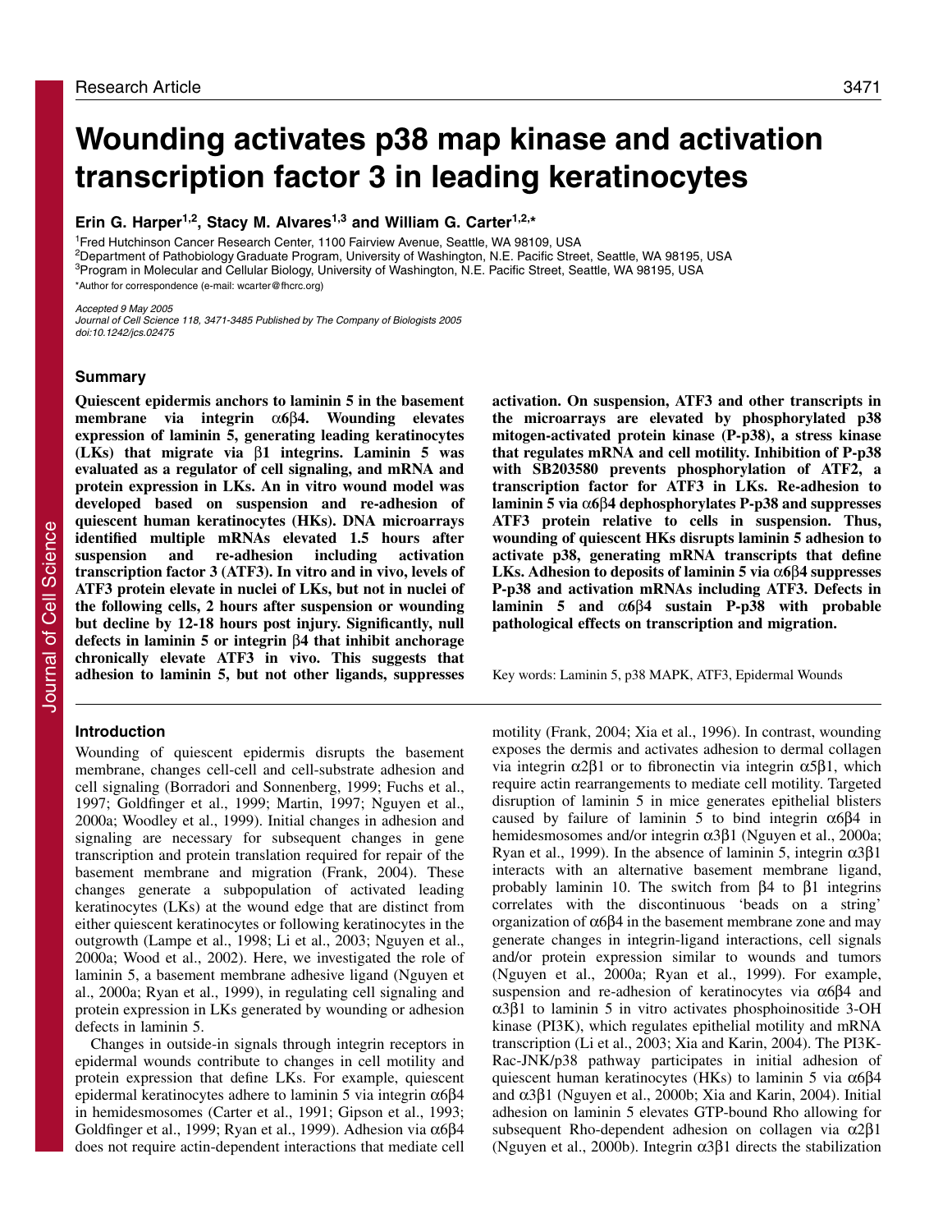# Wounding activates p38 map kinase and activation transcription factor 3 in leading keratinocytes

**Erin G. Harper[1,2], Stacy M. Alvares[1,3] and William G. Carter[1,2,*]**

[1]Fred Hutchinson Cancer Research Center, 1100 Fairview Avenue, Seattle, WA 98109, USA
[2]Department of Pathobiology Graduate Program, University of Washington, N.E. Pacific Street, Seattle, WA 98195, USA
[3]Program in Molecular and Cellular Biology, University of Washington, N.E. Pacific Street, Seattle, WA 98195, USA
*Author for correspondence (e-mail: wcarter@fhcrc.org)

*Accepted 9 May 2005*
*Journal of Cell Science 118, 3471-3485 Published by The Company of Biologists 2005*
*doi:10.1242/jcs.02475*

## Summary

**Quiescent epidermis anchors to laminin 5 in the basement membrane via integrin α6β4. Wounding elevates expression of laminin 5, generating leading keratinocytes (LKs) that migrate via β1 integrins. Laminin 5 was evaluated as a regulator of cell signaling, and mRNA and protein expression in LKs. An in vitro wound model was developed based on suspension and re-adhesion of quiescent human keratinocytes (HKs). DNA microarrays identified multiple mRNAs elevated 1.5 hours after suspension and re-adhesion including activation transcription factor 3 (ATF3). In vitro and in vivo, levels of ATF3 protein elevate in nuclei of LKs, but not in nuclei of the following cells, 2 hours after suspension or wounding but decline by 12-18 hours post injury. Significantly, null defects in laminin 5 or integrin β4 that inhibit anchorage chronically elevate ATF3 in vivo. This suggests that adhesion to laminin 5, but not other ligands, suppresses activation. On suspension, ATF3 and other transcripts in the microarrays are elevated by phosphorylated p38 mitogen-activated protein kinase (P-p38), a stress kinase that regulates mRNA and cell motility. Inhibition of P-p38 with SB203580 prevents phosphorylation of ATF2, a transcription factor for ATF3 in LKs. Re-adhesion to laminin 5 via α6β4 dephosphorylates P-p38 and suppresses ATF3 protein relative to cells in suspension. Thus, wounding of quiescent HKs disrupts laminin 5 adhesion to activate p38, generating mRNA transcripts that define LKs. Adhesion to deposits of laminin 5 via α6β4 suppresses P-p38 and activation mRNAs including ATF3. Defects in laminin 5 and α6β4 sustain P-p38 with probable pathological effects on transcription and migration.**

Key words: Laminin 5, p38 MAPK, ATF3, Epidermal Wounds

## Introduction

Wounding of quiescent epidermis disrupts the basement membrane, changes cell-cell and cell-substrate adhesion and cell signaling (Borradori and Sonnenberg, 1999; Fuchs et al., 1997; Goldfinger et al., 1999; Martin, 1997; Nguyen et al., 2000a; Woodley et al., 1999). Initial changes in adhesion and signaling are necessary for subsequent changes in gene transcription and protein translation required for repair of the basement membrane and migration (Frank, 2004). These changes generate a subpopulation of activated leading keratinocytes (LKs) at the wound edge that are distinct from either quiescent keratinocytes or following keratinocytes in the outgrowth (Lampe et al., 1998; Li et al., 2003; Nguyen et al., 2000a; Wood et al., 2002). Here, we investigated the role of laminin 5, a basement membrane adhesive ligand (Nguyen et al., 2000a; Ryan et al., 1999), in regulating cell signaling and protein expression in LKs generated by wounding or adhesion defects in laminin 5.

Changes in outside-in signals through integrin receptors in epidermal wounds contribute to changes in cell motility and protein expression that define LKs. For example, quiescent epidermal keratinocytes adhere to laminin 5 via integrin α6β4 in hemidesmosomes (Carter et al., 1991; Gipson et al., 1993; Goldfinger et al., 1999; Ryan et al., 1999). Adhesion via α6β4 does not require actin-dependent interactions that mediate cell motility (Frank, 2004; Xia et al., 1996). In contrast, wounding exposes the dermis and activates adhesion to dermal collagen via integrin α2β1 or to fibronectin via integrin α5β1, which require actin rearrangements to mediate cell motility. Targeted disruption of laminin 5 in mice generates epithelial blisters caused by failure of laminin 5 to bind integrin α6β4 in hemidesmosomes and/or integrin α3β1 (Nguyen et al., 2000a; Ryan et al., 1999). In the absence of laminin 5, integrin α3β1 interacts with an alternative basement membrane ligand, probably laminin 10. The switch from β4 to β1 integrins correlates with the discontinuous 'beads on a string' organization of α6β4 in the basement membrane zone and may generate changes in integrin-ligand interactions, cell signals and/or protein expression similar to wounds and tumors (Nguyen et al., 2000a; Ryan et al., 1999). For example, suspension and re-adhesion of keratinocytes via α6β4 and α3β1 to laminin 5 in vitro activates phosphoinositide 3-OH kinase (PI3K), which regulates epithelial motility and mRNA transcription (Li et al., 2003; Xia and Karin, 2004). The PI3K-Rac-JNK/p38 pathway participates in initial adhesion of quiescent human keratinocytes (HKs) to laminin 5 via α6β4 and α3β1 (Nguyen et al., 2000b; Xia and Karin, 2004). Initial adhesion on laminin 5 elevates GTP-bound Rho allowing for subsequent Rho-dependent adhesion on collagen via α2β1 (Nguyen et al., 2000b). Integrin α3β1 directs the stabilization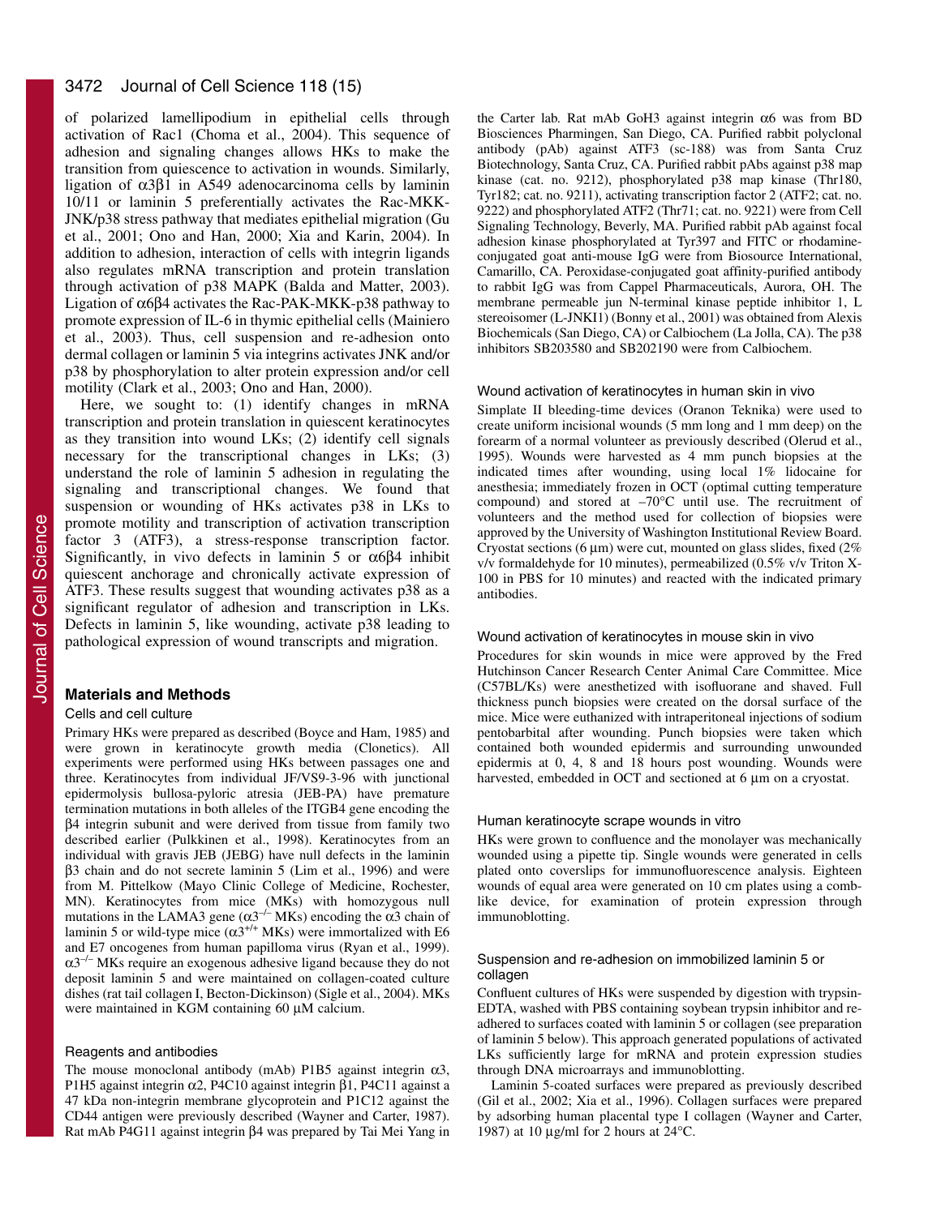of polarized lamellipodium in epithelial cells through activation of Rac1 (Choma et al., 2004). This sequence of adhesion and signaling changes allows HKs to make the transition from quiescence to activation in wounds. Similarly, ligation of α3β1 in A549 adenocarcinoma cells by laminin 10/11 or laminin 5 preferentially activates the Rac-MKK-JNK/p38 stress pathway that mediates epithelial migration (Gu et al., 2001; Ono and Han, 2000; Xia and Karin, 2004). In addition to adhesion, interaction of cells with integrin ligands also regulates mRNA transcription and protein translation through activation of p38 MAPK (Balda and Matter, 2003). Ligation of α6β4 activates the Rac-PAK-MKK-p38 pathway to promote expression of IL-6 in thymic epithelial cells (Mainiero et al., 2003). Thus, cell suspension and re-adhesion onto dermal collagen or laminin 5 via integrins activates JNK and/or p38 by phosphorylation to alter protein expression and/or cell motility (Clark et al., 2003; Ono and Han, 2000).

Here, we sought to: (1) identify changes in mRNA transcription and protein translation in quiescent keratinocytes as they transition into wound LKs; (2) identify cell signals necessary for the transcriptional changes in LKs; (3) understand the role of laminin 5 adhesion in regulating the signaling and transcriptional changes. We found that suspension or wounding of HKs activates p38 in LKs to promote motility and transcription of activation transcription factor 3 (ATF3), a stress-response transcription factor. Significantly, in vivo defects in laminin 5 or α6β4 inhibit quiescent anchorage and chronically activate expression of ATF3. These results suggest that wounding activates p38 as a significant regulator of adhesion and transcription in LKs. Defects in laminin 5, like wounding, activate p38 leading to pathological expression of wound transcripts and migration.

## Materials and Methods

### Cells and cell culture

Primary HKs were prepared as described (Boyce and Ham, 1985) and were grown in keratinocyte growth media (Clonetics). All experiments were performed using HKs between passages one and three. Keratinocytes from individual JF/VS9-3-96 with junctional epidermolysis bullosa-pyloric atresia (JEB-PA) have premature termination mutations in both alleles of the ITGB4 gene encoding the β4 integrin subunit and were derived from tissue from family two described earlier (Pulkkinen et al., 1998). Keratinocytes from an individual with gravis JEB (JEBG) have null defects in the laminin β3 chain and do not secrete laminin 5 (Lim et al., 1996) and were from M. Pittelkow (Mayo Clinic College of Medicine, Rochester, MN). Keratinocytes from mice (MKs) with homozygous null mutations in the LAMA3 gene ($\alpha3^{-/-}$ MKs) encoding the α3 chain of laminin 5 or wild-type mice ($\alpha3^{+/+}$ MKs) were immortalized with E6 and E7 oncogenes from human papilloma virus (Ryan et al., 1999). $\alpha3^{-/-}$ MKs require an exogenous adhesive ligand because they do not deposit laminin 5 and were maintained on collagen-coated culture dishes (rat tail collagen I, Becton-Dickinson) (Sigle et al., 2004). MKs were maintained in KGM containing 60 μM calcium.

### Reagents and antibodies

The mouse monoclonal antibody (mAb) P1B5 against integrin α3, P1H5 against integrin α2, P4C10 against integrin β1, P4C11 against a 47 kDa non-integrin membrane glycoprotein and P1C12 against the CD44 antigen were previously described (Wayner and Carter, 1987). Rat mAb P4G11 against integrin β4 was prepared by Tai Mei Yang in the Carter lab. Rat mAb GoH3 against integrin α6 was from BD Biosciences Pharmingen, San Diego, CA. Purified rabbit polyclonal antibody (pAb) against ATF3 (sc-188) was from Santa Cruz Biotechnology, Santa Cruz, CA. Purified rabbit pAbs against p38 map kinase (cat. no. 9212), phosphorylated p38 map kinase (Thr180, Tyr182; cat. no. 9211), activating transcription factor 2 (ATF2; cat. no. 9222) and phosphorylated ATF2 (Thr71; cat. no. 9221) were from Cell Signaling Technology, Beverly, MA. Purified rabbit pAb against focal adhesion kinase phosphorylated at Tyr397 and FITC or rhodamine-conjugated goat anti-mouse IgG were from Biosource International, Camarillo, CA. Peroxidase-conjugated goat affinity-purified antibody to rabbit IgG was from Cappel Pharmaceuticals, Aurora, OH. The membrane permeable jun N-terminal kinase peptide inhibitor 1, L stereoisomer (L-JNKI1) (Bonny et al., 2001) was obtained from Alexis Biochemicals (San Diego, CA) or Calbiochem (La Jolla, CA). The p38 inhibitors SB203580 and SB202190 were from Calbiochem.

### Wound activation of keratinocytes in human skin in vivo

Simplate II bleeding-time devices (Oranon Teknika) were used to create uniform incisional wounds (5 mm long and 1 mm deep) on the forearm of a normal volunteer as previously described (Olerud et al., 1995). Wounds were harvested as 4 mm punch biopsies at the indicated times after wounding, using local 1% lidocaine for anesthesia; immediately frozen in OCT (optimal cutting temperature compound) and stored at –70°C until use. The recruitment of volunteers and the method used for collection of biopsies were approved by the University of Washington Institutional Review Board. Cryostat sections (6 μm) were cut, mounted on glass slides, fixed (2% v/v formaldehyde for 10 minutes), permeabilized (0.5% v/v Triton X-100 in PBS for 10 minutes) and reacted with the indicated primary antibodies.

### Wound activation of keratinocytes in mouse skin in vivo

Procedures for skin wounds in mice were approved by the Fred Hutchinson Cancer Research Center Animal Care Committee. Mice (C57BL/Ks) were anesthetized with isofluorane and shaved. Full thickness punch biopsies were created on the dorsal surface of the mice. Mice were euthanized with intraperitoneal injections of sodium pentobarbital after wounding. Punch biopsies were taken which contained both wounded epidermis and surrounding unwounded epidermis at 0, 4, 8 and 18 hours post wounding. Wounds were harvested, embedded in OCT and sectioned at 6 μm on a cryostat.

### Human keratinocyte scrape wounds in vitro

HKs were grown to confluence and the monolayer was mechanically wounded using a pipette tip. Single wounds were generated in cells plated onto coverslips for immunofluorescence analysis. Eighteen wounds of equal area were generated on 10 cm plates using a comb-like device, for examination of protein expression through immunoblotting.

### Suspension and re-adhesion on immobilized laminin 5 or collagen

Confluent cultures of HKs were suspended by digestion with trypsin-EDTA, washed with PBS containing soybean trypsin inhibitor and re-adhered to surfaces coated with laminin 5 or collagen (see preparation of laminin 5 below). This approach generated populations of activated LKs sufficiently large for mRNA and protein expression studies through DNA microarrays and immunoblotting.

Laminin 5-coated surfaces were prepared as previously described (Gil et al., 2002; Xia et al., 1996). Collagen surfaces were prepared by adsorbing human placental type I collagen (Wayner and Carter, 1987) at 10 μg/ml for 2 hours at 24°C.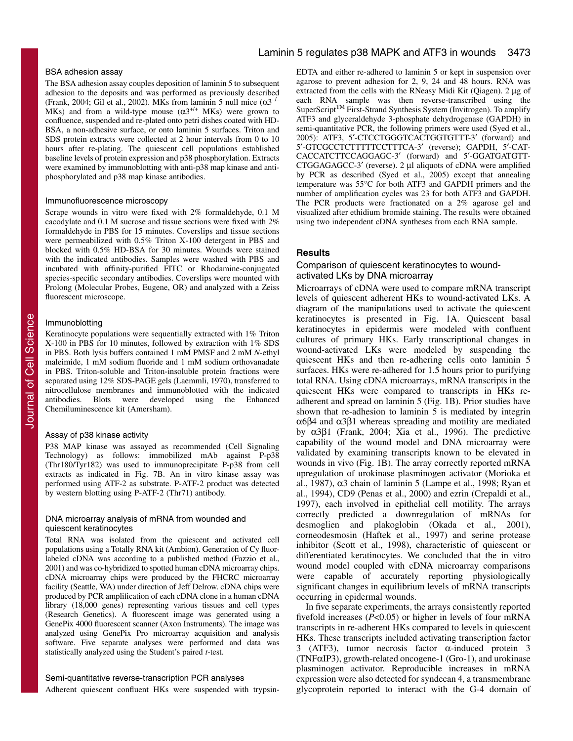### BSA adhesion assay

The BSA adhesion assay couples deposition of laminin 5 to subsequent adhesion to the deposits and was performed as previously described (Frank, 2004; Gil et al., 2002). MKs from laminin 5 null mice ($\alpha 3^{-/-}$ MKs) and from a wild-type mouse ($\alpha 3^{+/+}$ MKs) were grown to confluence, suspended and re-plated onto petri dishes coated with HD-BSA, a non-adhesive surface, or onto laminin 5 surfaces. Triton and SDS protein extracts were collected at 2 hour intervals from 0 to 10 hours after re-plating. The quiescent cell populations established baseline levels of protein expression and p38 phosphorylation. Extracts were examined by immunoblotting with anti-p38 map kinase and anti-phosphorylated and p38 map kinase antibodies.

### Immunofluorescence microscopy

Scrape wounds in vitro were fixed with 2% formaldehyde, 0.1 M cacodylate and 0.1 M sucrose and tissue sections were fixed with 2% formaldehyde in PBS for 15 minutes. Coverslips and tissue sections were permeabilized with 0.5% Triton X-100 detergent in PBS and blocked with 0.5% HD-BSA for 30 minutes. Wounds were stained with the indicated antibodies. Samples were washed with PBS and incubated with affinity-purified FITC or Rhodamine-conjugated species-specific secondary antibodies. Coverslips were mounted with Prolong (Molecular Probes, Eugene, OR) and analyzed with a Zeiss fluorescent microscope.

### Immunoblotting

Keratinocyte populations were sequentially extracted with 1% Triton X-100 in PBS for 10 minutes, followed by extraction with 1% SDS in PBS. Both lysis buffers contained 1 mM PMSF and 2 mM *N*-ethyl maleimide, 1 mM sodium fluoride and 1 mM sodium orthovanadate in PBS. Triton-soluble and Triton-insoluble protein fractions were separated using 12% SDS-PAGE gels (Laemmli, 1970), transferred to nitrocellulose membranes and immunoblotted with the indicated antibodies. Blots were developed using the Enhanced Chemiluminescence kit (Amersham).

### Assay of p38 kinase activity

P38 MAP kinase was assayed as recommended (Cell Signaling Technology) as follows: immobilized mAb against P-p38 (Thr180/Tyr182) was used to immunoprecipitate P-p38 from cell extracts as indicated in Fig. 7B. An in vitro kinase assay was performed using ATF-2 as substrate. P-ATF-2 product was detected by western blotting using P-ATF-2 (Thr71) antibody.

### DNA microarray analysis of mRNA from wounded and quiescent keratinocytes

Total RNA was isolated from the quiescent and activated cell populations using a Totally RNA kit (Ambion). Generation of Cy fluor-labeled cDNA was according to a published method (Fazzio et al., 2001) and was co-hybridized to spotted human cDNA microarray chips. cDNA microarray chips were produced by the FHCRC microarray facility (Seattle, WA) under direction of Jeff Delrow. cDNA chips were produced by PCR amplification of each cDNA clone in a human cDNA library (18,000 genes) representing various tissues and cell types (Research Genetics). A fluorescent image was generated using a GenePix 4000 fluorescent scanner (Axon Instruments). The image was analyzed using GenePix Pro microarray acquisition and analysis software. Five separate analyses were performed and data was statistically analyzed using the Student's paired *t*-test.

### Semi-quantitative reverse-transcription PCR analyses

Adherent quiescent confluent HKs were suspended with trypsin-EDTA and either re-adhered to laminin 5 or kept in suspension over agarose to prevent adhesion for 2, 9, 24 and 48 hours. RNA was extracted from the cells with the RNeasy Midi Kit (Qiagen). 2 μg of each RNA sample was then reverse-transcribed using the SuperScript™ First-Strand Synthesis System (Invitrogen). To amplify ATF3 and glyceraldehyde 3-phosphate dehydrogenase (GAPDH) in semi-quantitative PCR, the following primers were used (Syed et al., 2005): ATF3, 5′-CTCCTGGGTCACTGGTGTTT-3′ (forward) and 5′-GTCGCCTCTTTTTCCTTTCA-3′ (reverse); GAPDH, 5′-CATCACCATCTTCCAGGAGC-3′ (forward) and 5′-GGATGATGTTCTGGAGAGCC-3′ (reverse). 2 μl aliquots of cDNA were amplified by PCR as described (Syed et al., 2005) except that annealing temperature was 55°C for both ATF3 and GAPDH primers and the number of amplification cycles was 23 for both ATF3 and GAPDH. The PCR products were fractionated on a 2% agarose gel and visualized after ethidium bromide staining. The results were obtained using two independent cDNA syntheses from each RNA sample.

## Results

### Comparison of quiescent keratinocytes to wound-activated LKs by DNA microarray

Microarrays of cDNA were used to compare mRNA transcript levels of quiescent adherent HKs to wound-activated LKs. A diagram of the manipulations used to activate the quiescent keratinocytes is presented in Fig. 1A. Quiescent basal keratinocytes in epidermis were modeled with confluent cultures of primary HKs. Early transcriptional changes in wound-activated LKs were modeled by suspending the quiescent HKs and then re-adhering cells onto laminin 5 surfaces. HKs were re-adhered for 1.5 hours prior to purifying total RNA. Using cDNA microarrays, mRNA transcripts in the quiescent HKs were compared to transcripts in HKs re-adherent and spread on laminin 5 (Fig. 1B). Prior studies have shown that re-adhesion to laminin 5 is mediated by integrin α6β4 and α3β1 whereas spreading and motility are mediated by α3β1 (Frank, 2004; Xia et al., 1996). The predictive capability of the wound model and DNA microarray were validated by examining transcripts known to be elevated in wounds in vivo (Fig. 1B). The array correctly reported mRNA upregulation of urokinase plasminogen activator (Morioka et al., 1987), α3 chain of laminin 5 (Lampe et al., 1998; Ryan et al., 1994), CD9 (Penas et al., 2000) and ezrin (Crepaldi et al., 1997), each involved in epithelial cell motility. The arrays correctly predicted a downregulation of mRNAs for desmoglien and plakoglobin (Okada et al., 2001), corneodesmosin (Haftek et al., 1997) and serine protease inhibitor (Scott et al., 1998), characteristic of quiescent or differentiated keratinocytes. We concluded that the in vitro wound model coupled with cDNA microarray comparisons were capable of accurately reporting physiologically significant changes in equilibrium levels of mRNA transcripts occurring in epidermal wounds.

In five separate experiments, the arrays consistently reported fivefold increases ($P<0.05$) or higher in levels of four mRNA transcripts in re-adherent HKs compared to levels in quiescent HKs. These transcripts included activating transcription factor 3 (ATF3), tumor necrosis factor α-induced protein 3 (TNFαIP3), growth-related oncogene-1 (Gro-1), and urokinase plasminogen activator. Reproducible increases in mRNA expression were also detected for syndecan 4, a transmembrane glycoprotein reported to interact with the G-4 domain of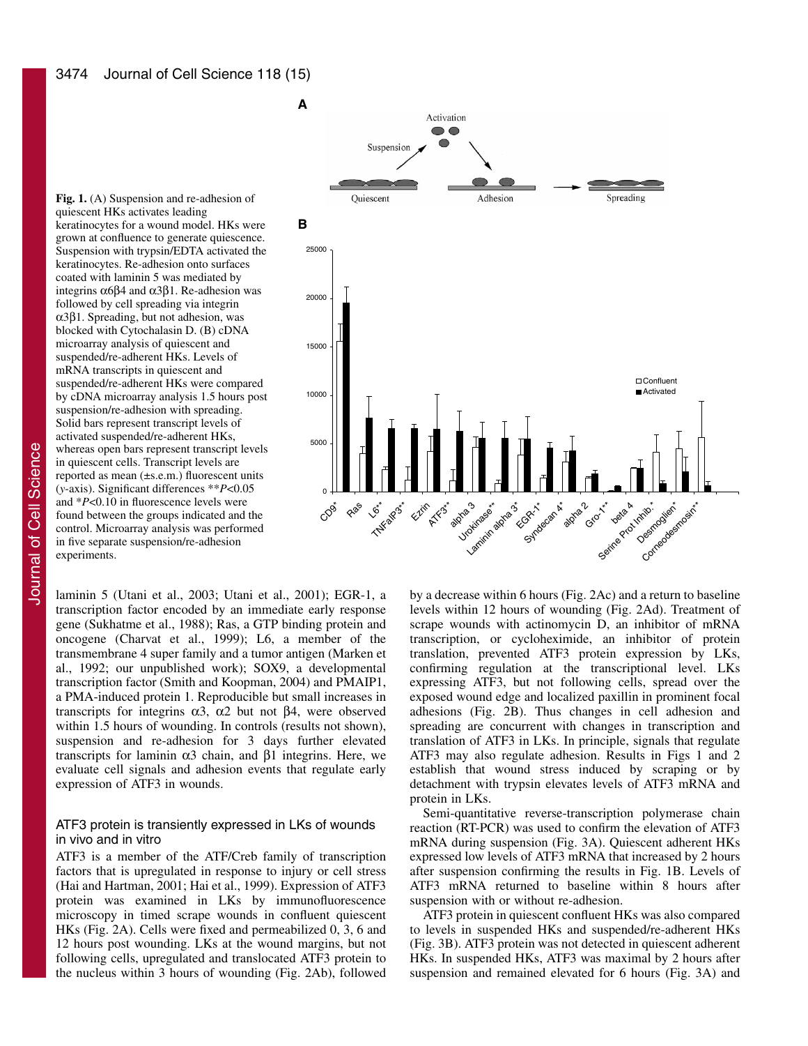**Fig. 1.** (A) Suspension and re-adhesion of quiescent HKs activates leading keratinocytes for a wound model. HKs were grown at confluence to generate quiescence. Suspension with trypsin/EDTA activated the keratinocytes. Re-adhesion onto surfaces coated with laminin 5 was mediated by integrins $\alpha6\beta4$ and $\alpha3\beta1$. Re-adhesion was followed by cell spreading via integrin $\alpha3\beta1$. Spreading, but not adhesion, was blocked with Cytochalasin D. (B) cDNA microarray analysis of quiescent and suspended/re-adherent HKs. Levels of mRNA transcripts in quiescent and suspended/re-adherent HKs were compared by cDNA microarray analysis 1.5 hours post suspension/re-adhesion with spreading. Solid bars represent transcript levels of activated suspended/re-adherent HKs, whereas open bars represent transcript levels in quiescent cells. Transcript levels are reported as mean (±s.e.m.) fluorescent units (*y*-axis). Significant differences $^{**}P<0.05$ and $^{*}P<0.10$ in fluorescence levels were found between the groups indicated and the control. Microarray analysis was performed in five separate suspension/re-adhesion experiments.

laminin 5 (Utani et al., 2003; Utani et al., 2001); EGR-1, a transcription factor encoded by an immediate early response gene (Sukhatme et al., 1988); Ras, a GTP binding protein and oncogene (Charvat et al., 1999); L6, a member of the transmembrane 4 super family and a tumor antigen (Marken et al., 1992; our unpublished work); SOX9, a developmental transcription factor (Smith and Koopman, 2004) and PMAIP1, a PMA-induced protein 1. Reproducible but small increases in transcripts for integrins $\alpha3$, $\alpha2$ but not $\beta4$, were observed within 1.5 hours of wounding. In controls (results not shown), suspension and re-adhesion for 3 days further elevated transcripts for laminin $\alpha3$ chain, and $\beta1$ integrins. Here, we evaluate cell signals and adhesion events that regulate early expression of ATF3 in wounds.

### ATF3 protein is transiently expressed in LKs of wounds in vivo and in vitro

ATF3 is a member of the ATF/Creb family of transcription factors that is upregulated in response to injury or cell stress (Hai and Hartman, 2001; Hai et al., 1999). Expression of ATF3 protein was examined in LKs by immunofluorescence microscopy in timed scrape wounds in confluent quiescent HKs (Fig. 2A). Cells were fixed and permeabilized 0, 3, 6 and 12 hours post wounding. LKs at the wound margins, but not following cells, upregulated and translocated ATF3 protein to the nucleus within 3 hours of wounding (Fig. 2Ab), followed by a decrease within 6 hours (Fig. 2Ac) and a return to baseline levels within 12 hours of wounding (Fig. 2Ad). Treatment of scrape wounds with actinomycin D, an inhibitor of mRNA transcription, or cycloheximide, an inhibitor of protein translation, prevented ATF3 protein expression by LKs, confirming regulation at the transcriptional level. LKs expressing ATF3, but not following cells, spread over the exposed wound edge and localized paxillin in prominent focal adhesions (Fig. 2B). Thus changes in cell adhesion and spreading are concurrent with changes in transcription and translation of ATF3 in LKs. In principle, signals that regulate ATF3 may also regulate adhesion. Results in Figs 1 and 2 establish that wound stress induced by scraping or by detachment with trypsin elevates levels of ATF3 mRNA and protein in LKs.

Semi-quantitative reverse-transcription polymerase chain reaction (RT-PCR) was used to confirm the elevation of ATF3 mRNA during suspension (Fig. 3A). Quiescent adherent HKs expressed low levels of ATF3 mRNA that increased by 2 hours after suspension confirming the results in Fig. 1B. Levels of ATF3 mRNA returned to baseline within 8 hours after suspension with or without re-adhesion.

ATF3 protein in quiescent confluent HKs was also compared to levels in suspended HKs and suspended/re-adherent HKs (Fig. 3B). ATF3 protein was not detected in quiescent adherent HKs. In suspended HKs, ATF3 was maximal by 2 hours after suspension and remained elevated for 6 hours (Fig. 3A) and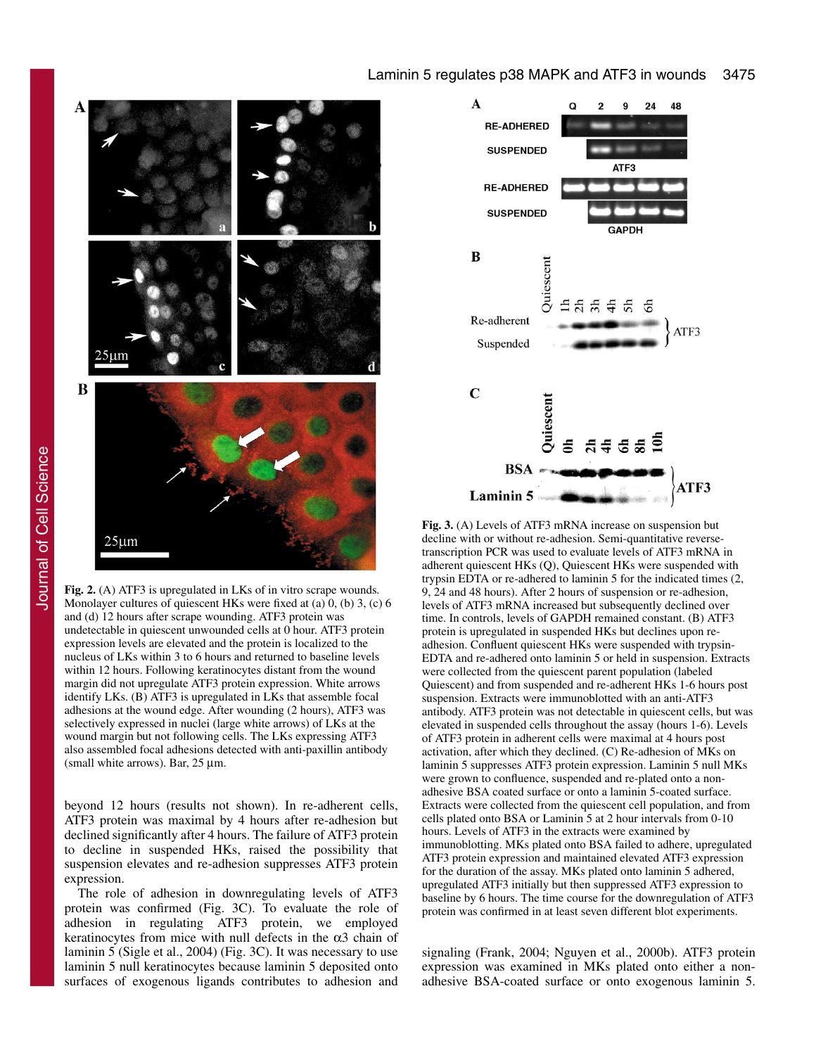**Fig. 2.** (A) ATF3 is upregulated in LKs of in vitro scrape wounds. Monolayer cultures of quiescent HKs were fixed at (a) 0, (b) 3, (c) 6 and (d) 12 hours after scrape wounding. ATF3 protein was undetectable in quiescent unwounded cells at 0 hour. ATF3 protein expression levels are elevated and the protein is localized to the nucleus of LKs within 3 to 6 hours and returned to baseline levels within 12 hours. Following keratinocytes distant from the wound margin did not upregulate ATF3 protein expression. White arrows identify LKs. (B) ATF3 is upregulated in LKs that assemble focal adhesions at the wound edge. After wounding (2 hours), ATF3 was selectively expressed in nuclei (large white arrows) of LKs at the wound margin but not following cells. The LKs expressing ATF3 also assembled focal adhesions detected with anti-paxillin antibody (small white arrows). Bar, 25 μm.

**Fig. 3.** (A) Levels of ATF3 mRNA increase on suspension but decline with or without re-adhesion. Semi-quantitative reverse-transcription PCR was used to evaluate levels of ATF3 mRNA in adherent quiescent HKs (Q), Quiescent HKs were suspended with trypsin EDTA or re-adhered to laminin 5 for the indicated times (2, 9, 24 and 48 hours). After 2 hours of suspension or re-adhesion, levels of ATF3 mRNA increased but subsequently declined over time. In controls, levels of GAPDH remained constant. (B) ATF3 protein is upregulated in suspended HKs but declines upon re-adhesion. Confluent quiescent HKs were suspended with trypsin-EDTA and re-adhered onto laminin 5 or held in suspension. Extracts were collected from the quiescent parent population (labeled Quiescent) and from suspended and re-adherent HKs 1-6 hours post suspension. Extracts were immunoblotted with an anti-ATF3 antibody. ATF3 protein was not detectable in quiescent cells, but was elevated in suspended cells throughout the assay (hours 1-6). Levels of ATF3 protein in adherent cells were maximal at 4 hours post activation, after which they declined. (C) Re-adhesion of MKs on laminin 5 suppresses ATF3 protein expression. Laminin 5 null MKs were grown to confluence, suspended and re-plated onto a non-adhesive BSA coated surface or onto a laminin 5-coated surface. Extracts were collected from the quiescent cell population, and from cells plated onto BSA or Laminin 5 at 2 hour intervals from 0-10 hours. Levels of ATF3 in the extracts were examined by immunoblotting. MKs plated onto BSA failed to adhere, upregulated ATF3 protein expression and maintained elevated ATF3 expression for the duration of the assay. MKs plated onto laminin 5 adhered, upregulated ATF3 initially but then suppressed ATF3 expression to baseline by 6 hours. The time course for the downregulation of ATF3 protein was confirmed in at least seven different blot experiments.

beyond 12 hours (results not shown). In re-adherent cells, ATF3 protein was maximal by 4 hours after re-adhesion but declined significantly after 4 hours. The failure of ATF3 protein to decline in suspended HKs, raised the possibility that suspension elevates and re-adhesion suppresses ATF3 protein expression.

The role of adhesion in downregulating levels of ATF3 protein was confirmed (Fig. 3C). To evaluate the role of adhesion in regulating ATF3 protein, we employed keratinocytes from mice with null defects in the $\alpha$3 chain of laminin 5 (Sigle et al., 2004) (Fig. 3C). It was necessary to use laminin 5 null keratinocytes because laminin 5 deposited onto surfaces of exogenous ligands contributes to adhesion and signaling (Frank, 2004; Nguyen et al., 2000b). ATF3 protein expression was examined in MKs plated onto either a non-adhesive BSA-coated surface or onto exogenous laminin 5.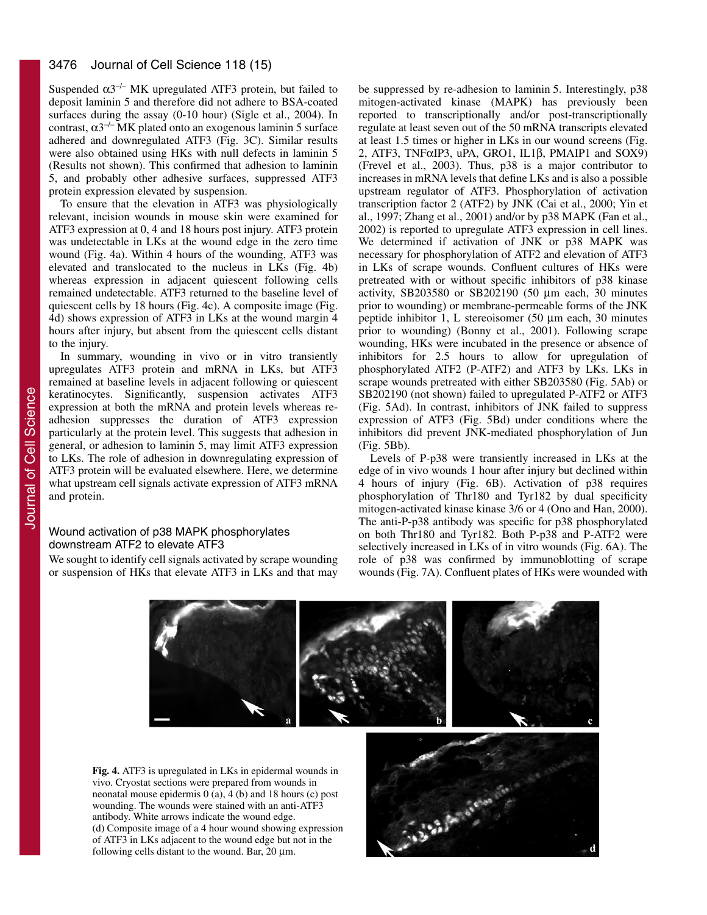Suspended $\alpha3^{-/-}$ MK upregulated ATF3 protein, but failed to deposit laminin 5 and therefore did not adhere to BSA-coated surfaces during the assay (0-10 hour) (Sigle et al., 2004). In contrast, $\alpha3^{-/-}$ MK plated onto an exogenous laminin 5 surface adhered and downregulated ATF3 (Fig. 3C). Similar results were also obtained using HKs with null defects in laminin 5 (Results not shown). This confirmed that adhesion to laminin 5, and probably other adhesive surfaces, suppressed ATF3 protein expression elevated by suspension.

To ensure that the elevation in ATF3 was physiologically relevant, incision wounds in mouse skin were examined for ATF3 expression at 0, 4 and 18 hours post injury. ATF3 protein was undetectable in LKs at the wound edge in the zero time wound (Fig. 4a). Within 4 hours of the wounding, ATF3 was elevated and translocated to the nucleus in LKs (Fig. 4b) whereas expression in adjacent quiescent following cells remained undetectable. ATF3 returned to the baseline level of quiescent cells by 18 hours (Fig. 4c). A composite image (Fig. 4d) shows expression of ATF3 in LKs at the wound margin 4 hours after injury, but absent from the quiescent cells distant to the injury.

In summary, wounding in vivo or in vitro transiently upregulates ATF3 protein and mRNA in LKs, but ATF3 remained at baseline levels in adjacent following or quiescent keratinocytes. Significantly, suspension activates ATF3 expression at both the mRNA and protein levels whereas re-adhesion suppresses the duration of ATF3 expression particularly at the protein level. This suggests that adhesion in general, or adhesion to laminin 5, may limit ATF3 expression to LKs. The role of adhesion in downregulating expression of ATF3 protein will be evaluated elsewhere. Here, we determine what upstream cell signals activate expression of ATF3 mRNA and protein.

### Wound activation of p38 MAPK phosphorylates downstream ATF2 to elevate ATF3

We sought to identify cell signals activated by scrape wounding or suspension of HKs that elevate ATF3 in LKs and that may be suppressed by re-adhesion to laminin 5. Interestingly, p38 mitogen-activated kinase (MAPK) has previously been reported to transcriptionally and/or post-transcriptionally regulate at least seven out of the 50 mRNA transcripts elevated at least 1.5 times or higher in LKs in our wound screens (Fig. 2, ATF3, TNFαIP3, uPA, GRO1, IL1β, PMAIP1 and SOX9) (Frevel et al., 2003). Thus, p38 is a major contributor to increases in mRNA levels that define LKs and is also a possible upstream regulator of ATF3. Phosphorylation of activation transcription factor 2 (ATF2) by JNK (Cai et al., 2000; Yin et al., 1997; Zhang et al., 2001) and/or by p38 MAPK (Fan et al., 2002) is reported to upregulate ATF3 expression in cell lines. We determined if activation of JNK or p38 MAPK was necessary for phosphorylation of ATF2 and elevation of ATF3 in LKs of scrape wounds. Confluent cultures of HKs were pretreated with or without specific inhibitors of p38 kinase activity, SB203580 or SB202190 (50 μm each, 30 minutes prior to wounding) or membrane-permeable forms of the JNK peptide inhibitor 1, L stereoisomer (50 μm each, 30 minutes prior to wounding) (Bonny et al., 2001). Following scrape wounding, HKs were incubated in the presence or absence of inhibitors for 2.5 hours to allow for upregulation of phosphorylated ATF2 (P-ATF2) and ATF3 by LKs. LKs in scrape wounds pretreated with either SB203580 (Fig. 5Ab) or SB202190 (not shown) failed to upregulated P-ATF2 or ATF3 (Fig. 5Ad). In contrast, inhibitors of JNK failed to suppress expression of ATF3 (Fig. 5Bd) under conditions where the inhibitors did prevent JNK-mediated phosphorylation of Jun (Fig. 5Bb).

Levels of P-p38 were transiently increased in LKs at the edge of in vivo wounds 1 hour after injury but declined within 4 hours of injury (Fig. 6B). Activation of p38 requires phosphorylation of Thr180 and Tyr182 by dual specificity mitogen-activated kinase kinase 3/6 or 4 (Ono and Han, 2000). The anti-P-p38 antibody was specific for p38 phosphorylated on both Thr180 and Tyr182. Both P-p38 and P-ATF2 were selectively increased in LKs of in vitro wounds (Fig. 6A). The role of p38 was confirmed by immunoblotting of scrape wounds (Fig. 7A). Confluent plates of HKs were wounded with

**Fig. 4.** ATF3 is upregulated in LKs in epidermal wounds in vivo. Cryostat sections were prepared from wounds in neonatal mouse epidermis 0 (a), 4 (b) and 18 hours (c) post wounding. The wounds were stained with an anti-ATF3 antibody. White arrows indicate the wound edge. (d) Composite image of a 4 hour wound showing expression of ATF3 in LKs adjacent to the wound edge but not in the following cells distant to the wound. Bar, 20 μm.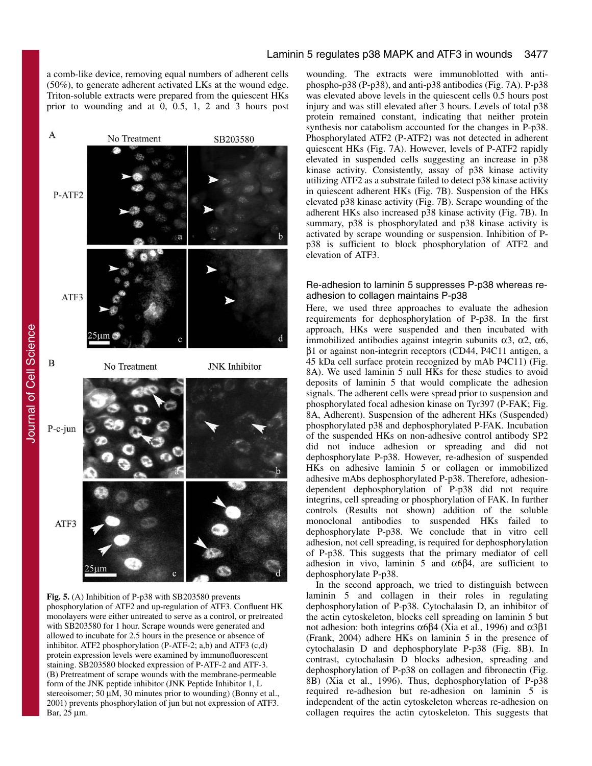a comb-like device, removing equal numbers of adherent cells (50%), to generate adherent activated LKs at the wound edge. Triton-soluble extracts were prepared from the quiescent HKs prior to wounding and at 0, 0.5, 1, 2 and 3 hours post wounding. The extracts were immunoblotted with anti-phospho-p38 (P-p38), and anti-p38 antibodies (Fig. 7A). P-p38 was elevated above levels in the quiescent cells 0.5 hours post injury and was still elevated after 3 hours. Levels of total p38 protein remained constant, indicating that neither protein synthesis nor catabolism accounted for the changes in P-p38. Phosphorylated ATF2 (P-ATF2) was not detected in adherent quiescent HKs (Fig. 7A). However, levels of P-ATF2 rapidly elevated in suspended cells suggesting an increase in p38 kinase activity. Consistently, assay of p38 kinase activity utilizing ATF2 as a substrate failed to detect p38 kinase activity in quiescent adherent HKs (Fig. 7B). Suspension of the HKs elevated p38 kinase activity (Fig. 7B). Scrape wounding of the adherent HKs also increased p38 kinase activity (Fig. 7B). In summary, p38 is phosphorylated and p38 kinase activity is activated by scrape wounding or suspension. Inhibition of P-p38 is sufficient to block phosphorylation of ATF2 and elevation of ATF3.

**Fig. 5.** (A) Inhibition of P-p38 with SB203580 prevents phosphorylation of ATF2 and up-regulation of ATF3. Confluent HK monolayers were either untreated to serve as a control, or pretreated with SB203580 for 1 hour. Scrape wounds were generated and allowed to incubate for 2.5 hours in the presence or absence of inhibitor. ATF2 phosphorylation (P-ATF-2; a,b) and ATF3 (c,d) protein expression levels were examined by immunofluorescent staining. SB203580 blocked expression of P-ATF-2 and ATF-3. (B) Pretreatment of scrape wounds with the membrane-permeable form of the JNK peptide inhibitor (JNK Peptide Inhibitor 1, L stereoisomer; 50 μM, 30 minutes prior to wounding) (Bonny et al., 2001) prevents phosphorylation of jun but not expression of ATF3. Bar, 25 μm.

### Re-adhesion to laminin 5 suppresses P-p38 whereas re-adhesion to collagen maintains P-p38

Here, we used three approaches to evaluate the adhesion requirements for dephosphorylation of P-p38. In the first approach, HKs were suspended and then incubated with immobilized antibodies against integrin subunits α3, α2, α6, β1 or against non-integrin receptors (CD44, P4C11 antigen, a 45 kDa cell surface protein recognized by mAb P4C11) (Fig. 8A). We used laminin 5 null HKs for these studies to avoid deposits of laminin 5 that would complicate the adhesion signals. The adherent cells were spread prior to suspension and phosphorylated focal adhesion kinase on Tyr397 (P-FAK; Fig. 8A, Adherent). Suspension of the adherent HKs (Suspended) phosphorylated p38 and dephosphorylated P-FAK. Incubation of the suspended HKs on non-adhesive control antibody SP2 did not induce adhesion or spreading and did not dephosphorylate P-p38. However, re-adhesion of suspended HKs on adhesive laminin 5 or collagen or immobilized adhesive mAbs dephosphorylated P-p38. Therefore, adhesion-dependent dephosphorylation of P-p38 did not require integrins, cell spreading or phosphorylation of FAK. In further controls (Results not shown) addition of the soluble monoclonal antibodies to suspended HKs failed to dephosphorylate P-p38. We conclude that in vitro cell adhesion, not cell spreading, is required for dephosphorylation of P-p38. This suggests that the primary mediator of cell adhesion in vivo, laminin 5 and α6β4, are sufficient to dephosphorylate P-p38.

In the second approach, we tried to distinguish between laminin 5 and collagen in their roles in regulating dephosphorylation of P-p38. Cytochalasin D, an inhibitor of the actin cytoskeleton, blocks cell spreading on laminin 5 but not adhesion: both integrins α6β4 (Xia et al., 1996) and α3β1 (Frank, 2004) adhere HKs on laminin 5 in the presence of cytochalasin D and dephosphorylate P-p38 (Fig. 8B). In contrast, cytochalasin D blocks adhesion, spreading and dephosphorylation of P-p38 on collagen and fibronectin (Fig. 8B) (Xia et al., 1996). Thus, dephosphorylation of P-p38 required re-adhesion but re-adhesion on laminin 5 is independent of the actin cytoskeleton whereas re-adhesion on collagen requires the actin cytoskeleton. This suggests that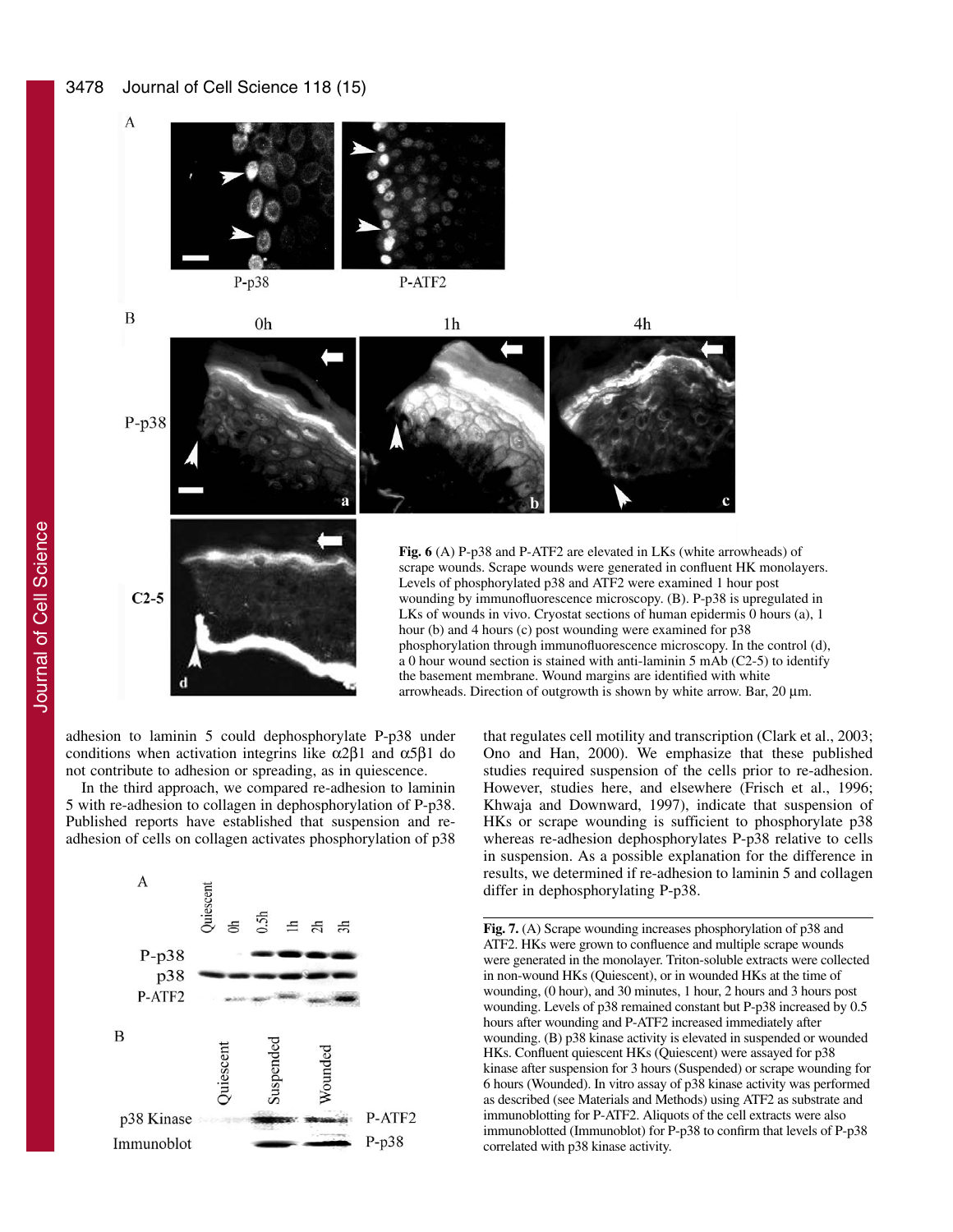**Fig. 6** (A) P-p38 and P-ATF2 are elevated in LKs (white arrowheads) of scrape wounds. Scrape wounds were generated in confluent HK monolayers. Levels of phosphorylated p38 and ATF2 were examined 1 hour post wounding by immunofluorescence microscopy. (B). P-p38 is upregulated in LKs of wounds in vivo. Cryostat sections of human epidermis 0 hours (a), 1 hour (b) and 4 hours (c) post wounding were examined for p38 phosphorylation through immunofluorescence microscopy. In the control (d), a 0 hour wound section is stained with anti-laminin 5 mAb (C2-5) to identify the basement membrane. Wound margins are identified with white arrowheads. Direction of outgrowth is shown by white arrow. Bar, 20 μm.

adhesion to laminin 5 could dephosphorylate P-p38 under conditions when activation integrins like α2β1 and α5β1 do not contribute to adhesion or spreading, as in quiescence.

In the third approach, we compared re-adhesion to laminin 5 with re-adhesion to collagen in dephosphorylation of P-p38. Published reports have established that suspension and re-adhesion of cells on collagen activates phosphorylation of p38 that regulates cell motility and transcription (Clark et al., 2003; Ono and Han, 2000). We emphasize that these published studies required suspension of the cells prior to re-adhesion. However, studies here, and elsewhere (Frisch et al., 1996; Khwaja and Downward, 1997), indicate that suspension of HKs or scrape wounding is sufficient to phosphorylate p38 whereas re-adhesion dephosphorylates P-p38 relative to cells in suspension. As a possible explanation for the difference in results, we determined if re-adhesion to laminin 5 and collagen differ in dephosphorylating P-p38.

**Fig. 7.** (A) Scrape wounding increases phosphorylation of p38 and ATF2. HKs were grown to confluence and multiple scrape wounds were generated in the monolayer. Triton-soluble extracts were collected in non-wound HKs (Quiescent), or in wounded HKs at the time of wounding, (0 hour), and 30 minutes, 1 hour, 2 hours and 3 hours post wounding. Levels of p38 remained constant but P-p38 increased by 0.5 hours after wounding and P-ATF2 increased immediately after wounding. (B) p38 kinase activity is elevated in suspended or wounded HKs. Confluent quiescent HKs (Quiescent) were assayed for p38 kinase after suspension for 3 hours (Suspended) or scrape wounding for 6 hours (Wounded). In vitro assay of p38 kinase activity was performed as described (see Materials and Methods) using ATF2 as substrate and immunoblotting for P-ATF2. Aliquots of the cell extracts were also immunoblotted (Immunoblot) for P-p38 to confirm that levels of P-p38 correlated with p38 kinase activity.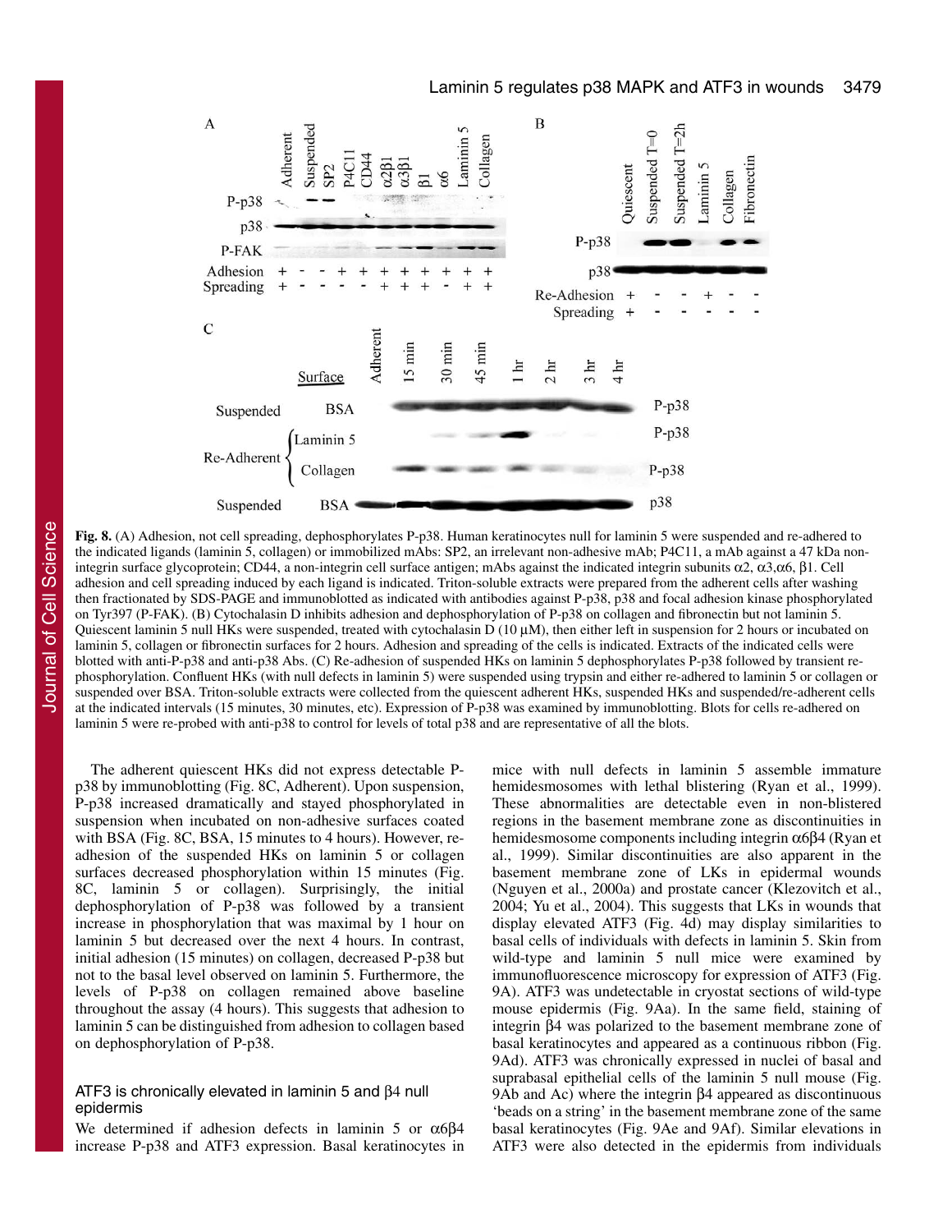**Fig. 8.** (A) Adhesion, not cell spreading, dephosphorylates P-p38. Human keratinocytes null for laminin 5 were suspended and re-adhered to the indicated ligands (laminin 5, collagen) or immobilized mAbs: SP2, an irrelevant non-adhesive mAb; P4C11, a mAb against a 47 kDa non-integrin surface glycoprotein; CD44, a non-integrin cell surface antigen; mAbs against the indicated integrin subunits α2, α3,α6, β1. Cell adhesion and cell spreading induced by each ligand is indicated. Triton-soluble extracts were prepared from the adherent cells after washing then fractionated by SDS-PAGE and immunoblotted as indicated with antibodies against P-p38, p38 and focal adhesion kinase phosphorylated on Tyr397 (P-FAK). (B) Cytochalasin D inhibits adhesion and dephosphorylation of P-p38 on collagen and fibronectin but not laminin 5. Quiescent laminin 5 null HKs were suspended, treated with cytochalasin D (10 μM), then either left in suspension for 2 hours or incubated on laminin 5, collagen or fibronectin surfaces for 2 hours. Adhesion and spreading of the cells is indicated. Extracts of the indicated cells were blotted with anti-P-p38 and anti-p38 Abs. (C) Re-adhesion of suspended HKs on laminin 5 dephosphorylates P-p38 followed by transient re-phosphorylation. Confluent HKs (with null defects in laminin 5) were suspended using trypsin and either re-adhered to laminin 5 or collagen or suspended over BSA. Triton-soluble extracts were collected from the quiescent adherent HKs, suspended HKs and suspended/re-adherent cells at the indicated intervals (15 minutes, 30 minutes, etc). Expression of P-p38 was examined by immunoblotting. Blots for cells re-adhered on laminin 5 were re-probed with anti-p38 to control for levels of total p38 and are representative of all the blots.

The adherent quiescent HKs did not express detectable P-p38 by immunoblotting (Fig. 8C, Adherent). Upon suspension, P-p38 increased dramatically and stayed phosphorylated in suspension when incubated on non-adhesive surfaces coated with BSA (Fig. 8C, BSA, 15 minutes to 4 hours). However, re-adhesion of the suspended HKs on laminin 5 or collagen surfaces decreased phosphorylation within 15 minutes (Fig. 8C, laminin 5 or collagen). Surprisingly, the initial dephosphorylation of P-p38 was followed by a transient increase in phosphorylation that was maximal by 1 hour on laminin 5 but decreased over the next 4 hours. In contrast, initial adhesion (15 minutes) on collagen, decreased P-p38 but not to the basal level observed on laminin 5. Furthermore, the levels of P-p38 on collagen remained above baseline throughout the assay (4 hours). This suggests that adhesion to laminin 5 can be distinguished from adhesion to collagen based on dephosphorylation of P-p38.

### ATF3 is chronically elevated in laminin 5 and β4 null epidermis

We determined if adhesion defects in laminin 5 or α6β4 increase P-p38 and ATF3 expression. Basal keratinocytes in mice with null defects in laminin 5 assemble immature hemidesmosomes with lethal blistering (Ryan et al., 1999). These abnormalities are detectable even in non-blistered regions in the basement membrane zone as discontinuities in hemidesmosome components including integrin α6β4 (Ryan et al., 1999). Similar discontinuities are also apparent in the basement membrane zone of LKs in epidermal wounds (Nguyen et al., 2000a) and prostate cancer (Klezovitch et al., 2004; Yu et al., 2004). This suggests that LKs in wounds that display elevated ATF3 (Fig. 4d) may display similarities to basal cells of individuals with defects in laminin 5. Skin from wild-type and laminin 5 null mice were examined by immunofluorescence microscopy for expression of ATF3 (Fig. 9A). ATF3 was undetectable in cryostat sections of wild-type mouse epidermis (Fig. 9Aa). In the same field, staining of integrin β4 was polarized to the basement membrane zone of basal keratinocytes and appeared as a continuous ribbon (Fig. 9Ad). ATF3 was chronically expressed in nuclei of basal and suprabasal epithelial cells of the laminin 5 null mouse (Fig. 9Ab and Ac) where the integrin β4 appeared as discontinuous 'beads on a string' in the basement membrane zone of the same basal keratinocytes (Fig. 9Ae and 9Af). Similar elevations in ATF3 were also detected in the epidermis from individuals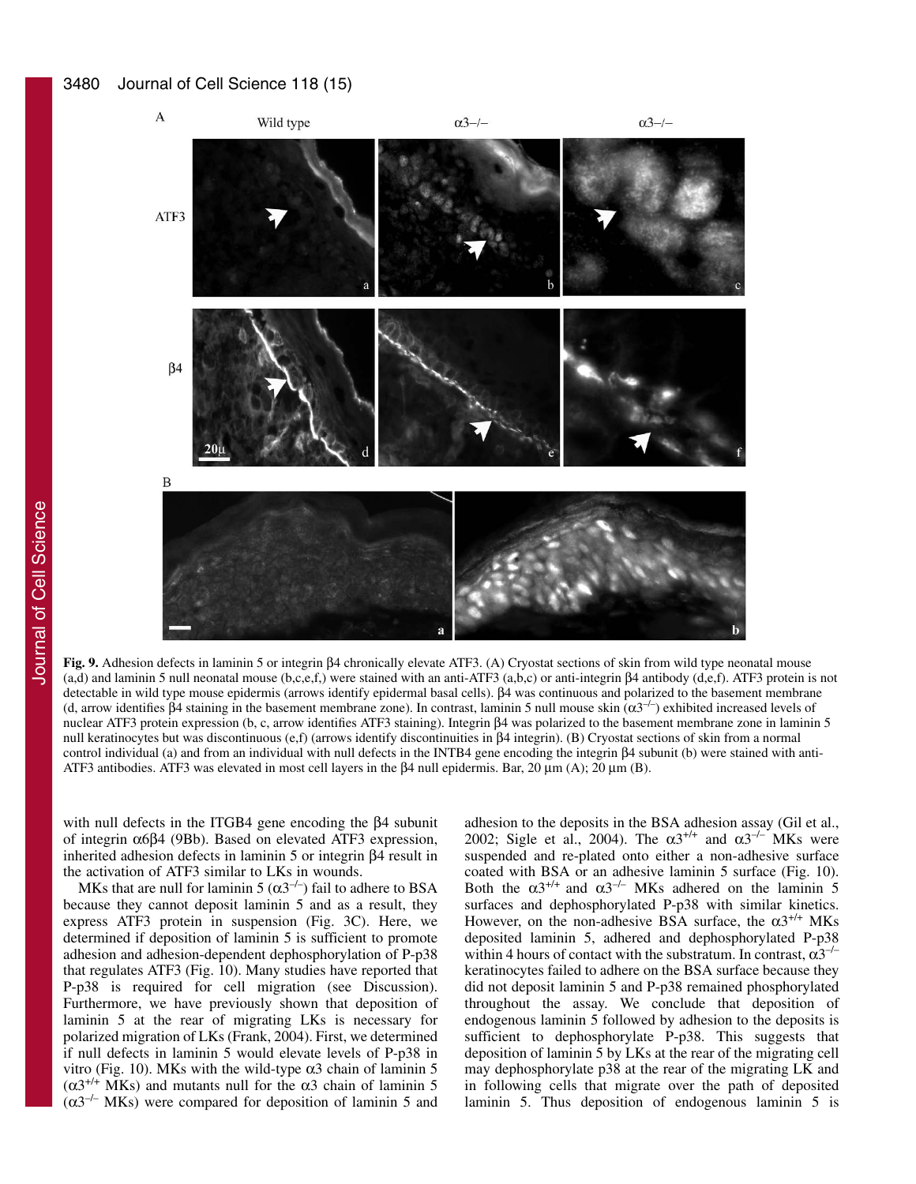**Fig. 9.** Adhesion defects in laminin 5 or integrin β4 chronically elevate ATF3. (A) Cryostat sections of skin from wild type neonatal mouse (a,d) and laminin 5 null neonatal mouse (b,c,e,f,) were stained with an anti-ATF3 (a,b,c) or anti-integrin β4 antibody (d,e,f). ATF3 protein is not detectable in wild type mouse epidermis (arrows identify epidermal basal cells). β4 was continuous and polarized to the basement membrane (d, arrow identifies β4 staining in the basement membrane zone). In contrast, laminin 5 null mouse skin ($\alpha3^{-/-}$) exhibited increased levels of nuclear ATF3 protein expression (b, c, arrow identifies ATF3 staining). Integrin β4 was polarized to the basement membrane zone in laminin 5 null keratinocytes but was discontinuous (e,f) (arrows identify discontinuities in β4 integrin). (B) Cryostat sections of skin from a normal control individual (a) and from an individual with null defects in the INTB4 gene encoding the integrin β4 subunit (b) were stained with anti-ATF3 antibodies. ATF3 was elevated in most cell layers in the β4 null epidermis. Bar, 20 μm (A); 20 μm (B).

with null defects in the ITGB4 gene encoding the β4 subunit of integrin α6β4 (9Bb). Based on elevated ATF3 expression, inherited adhesion defects in laminin 5 or integrin β4 result in the activation of ATF3 similar to LKs in wounds.

MKs that are null for laminin 5 ($\alpha3^{-/-}$) fail to adhere to BSA because they cannot deposit laminin 5 and as a result, they express ATF3 protein in suspension (Fig. 3C). Here, we determined if deposition of laminin 5 is sufficient to promote adhesion and adhesion-dependent dephosphorylation of P-p38 that regulates ATF3 (Fig. 10). Many studies have reported that P-p38 is required for cell migration (see Discussion). Furthermore, we have previously shown that deposition of laminin 5 at the rear of migrating LKs is necessary for polarized migration of LKs (Frank, 2004). First, we determined if null defects in laminin 5 would elevate levels of P-p38 in vitro (Fig. 10). MKs with the wild-type α3 chain of laminin 5 ($\alpha3^{+/+}$ MKs) and mutants null for the α3 chain of laminin 5 ($\alpha3^{-/-}$ MKs) were compared for deposition of laminin 5 and adhesion to the deposits in the BSA adhesion assay (Gil et al., 2002; Sigle et al., 2004). The $\alpha3^{+/+}$ and $\alpha3^{-/-}$ MKs were suspended and re-plated onto either a non-adhesive surface coated with BSA or an adhesive laminin 5 surface (Fig. 10). Both the $\alpha3^{+/+}$ and $\alpha3^{-/-}$ MKs adhered on the laminin 5 surfaces and dephosphorylated P-p38 with similar kinetics. However, on the non-adhesive BSA surface, the $\alpha3^{+/+}$ MKs deposited laminin 5, adhered and dephosphorylated P-p38 within 4 hours of contact with the substratum. In contrast, $\alpha3^{-/-}$ keratinocytes failed to adhere on the BSA surface because they did not deposit laminin 5 and P-p38 remained phosphorylated throughout the assay. We conclude that deposition of endogenous laminin 5 followed by adhesion to the deposits is sufficient to dephosphorylate P-p38. This suggests that deposition of laminin 5 by LKs at the rear of the migrating cell may dephosphorylate p38 at the rear of the migrating LK and in following cells that migrate over the path of deposited laminin 5. Thus deposition of endogenous laminin 5 is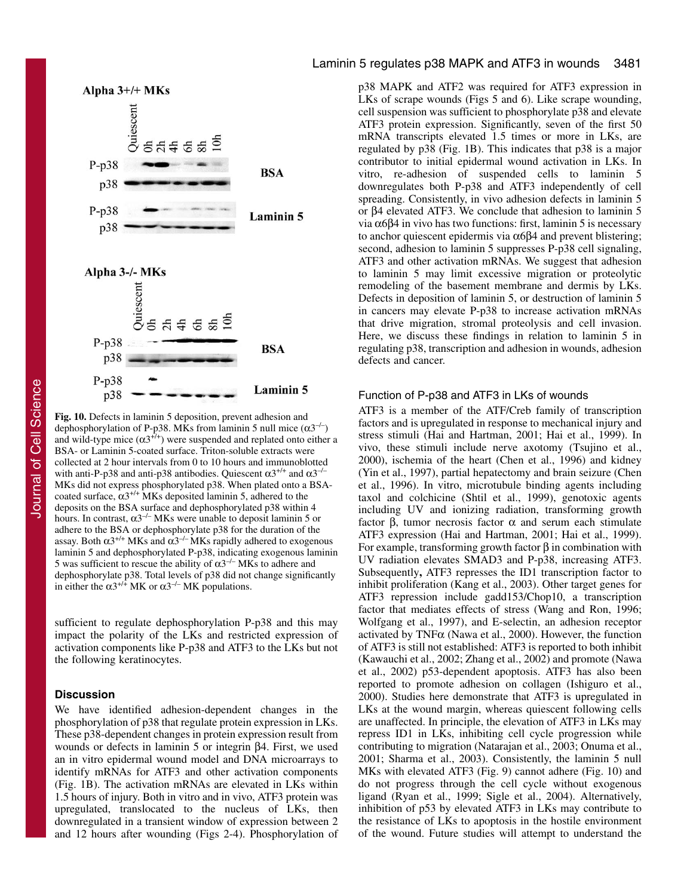Alpha 3+/+ MKs

Quiescent 0h 2h 4h 6h 8h 10h

P-p38 / p38 — BSA

P-p38 / p38 — Laminin 5

Alpha 3-/- MKs

Quiescent 0h 2h 4h 6h 8h 10h

P-p38 / p38 — BSA

P-p38 / p38 — Laminin 5

**Fig. 10.** Defects in laminin 5 deposition, prevent adhesion and dephosphorylation of P-p38. MKs from laminin 5 null mice ($\alpha3^{-/-}$) and wild-type mice ($\alpha3^{+/+}$) were suspended and replated onto either a BSA- or Laminin 5-coated surface. Triton-soluble extracts were collected at 2 hour intervals from 0 to 10 hours and immunoblotted with anti-P-p38 and anti-p38 antibodies. Quiescent $\alpha3^{+/+}$ and $\alpha3^{-/-}$ MKs did not express phosphorylated p38. When plated onto a BSA-coated surface, $\alpha3^{+/+}$ MKs deposited laminin 5, adhered to the deposits on the BSA surface and dephosphorylated p38 within 4 hours. In contrast, $\alpha3^{-/-}$ MKs were unable to deposit laminin 5 or adhere to the BSA or dephosphorylate p38 for the duration of the assay. Both $\alpha3^{+/+}$ MKs and $\alpha3^{-/-}$ MKs rapidly adhered to exogenous laminin 5 and dephosphorylated P-p38, indicating exogenous laminin 5 was sufficient to rescue the ability of $\alpha3^{-/-}$ MKs to adhere and dephosphorylate p38. Total levels of p38 did not change significantly in either the $\alpha3^{+/+}$ MK or $\alpha3^{-/-}$ MK populations.

sufficient to regulate dephosphorylation P-p38 and this may impact the polarity of the LKs and restricted expression of activation components like P-p38 and ATF3 to the LKs but not the following keratinocytes.

## Discussion

We have identified adhesion-dependent changes in the phosphorylation of p38 that regulate protein expression in LKs. These p38-dependent changes in protein expression result from wounds or defects in laminin 5 or integrin β4. First, we used an in vitro epidermal wound model and DNA microarrays to identify mRNAs for ATF3 and other activation components (Fig. 1B). The activation mRNAs are elevated in LKs within 1.5 hours of injury. Both in vitro and in vivo, ATF3 protein was upregulated, translocated to the nucleus of LKs, then downregulated in a transient window of expression between 2 and 12 hours after wounding (Figs 2-4). Phosphorylation of p38 MAPK and ATF2 was required for ATF3 expression in LKs of scrape wounds (Figs 5 and 6). Like scrape wounding, cell suspension was sufficient to phosphorylate p38 and elevate ATF3 protein expression. Significantly, seven of the first 50 mRNA transcripts elevated 1.5 times or more in LKs, are regulated by p38 (Fig. 1B). This indicates that p38 is a major contributor to initial epidermal wound activation in LKs. In vitro, re-adhesion of suspended cells to laminin 5 downregulates both P-p38 and ATF3 independently of cell spreading. Consistently, in vivo adhesion defects in laminin 5 or β4 elevated ATF3. We conclude that adhesion to laminin 5 via α6β4 in vivo has two functions: first, laminin 5 is necessary to anchor quiescent epidermis via α6β4 and prevent blistering; second, adhesion to laminin 5 suppresses P-p38 cell signaling, ATF3 and other activation mRNAs. We suggest that adhesion to laminin 5 may limit excessive migration or proteolytic remodeling of the basement membrane and dermis by LKs. Defects in deposition of laminin 5, or destruction of laminin 5 in cancers may elevate P-p38 to increase activation mRNAs that drive migration, stromal proteolysis and cell invasion. Here, we discuss these findings in relation to laminin 5 in regulating p38, transcription and adhesion in wounds, adhesion defects and cancer.

### Function of P-p38 and ATF3 in LKs of wounds

ATF3 is a member of the ATF/Creb family of transcription factors and is upregulated in response to mechanical injury and stress stimuli (Hai and Hartman, 2001; Hai et al., 1999). In vivo, these stimuli include nerve axotomy (Tsujino et al., 2000), ischemia of the heart (Chen et al., 1996) and kidney (Yin et al., 1997), partial hepatectomy and brain seizure (Chen et al., 1996). In vitro, microtubule binding agents including taxol and colchicine (Shtil et al., 1999), genotoxic agents including UV and ionizing radiation, transforming growth factor β, tumor necrosis factor α and serum each stimulate ATF3 expression (Hai and Hartman, 2001; Hai et al., 1999). For example, transforming growth factor β in combination with UV radiation elevates SMAD3 and P-p38, increasing ATF3. Subsequently**,** ATF3 represses the ID1 transcription factor to inhibit proliferation (Kang et al., 2003). Other target genes for ATF3 repression include gadd153/Chop10, a transcription factor that mediates effects of stress (Wang and Ron, 1996; Wolfgang et al., 1997), and E-selectin, an adhesion receptor activated by TNFα (Nawa et al., 2000). However, the function of ATF3 is still not established: ATF3 is reported to both inhibit (Kawauchi et al., 2002; Zhang et al., 2002) and promote (Nawa et al., 2002) p53-dependent apoptosis. ATF3 has also been reported to promote adhesion on collagen (Ishiguro et al., 2000). Studies here demonstrate that ATF3 is upregulated in LKs at the wound margin, whereas quiescent following cells are unaffected. In principle, the elevation of ATF3 in LKs may repress ID1 in LKs, inhibiting cell cycle progression while contributing to migration (Natarajan et al., 2003; Onuma et al., 2001; Sharma et al., 2003). Consistently, the laminin 5 null MKs with elevated ATF3 (Fig. 9) cannot adhere (Fig. 10) and do not progress through the cell cycle without exogenous ligand (Ryan et al., 1999; Sigle et al., 2004). Alternatively, inhibition of p53 by elevated ATF3 in LKs may contribute to the resistance of LKs to apoptosis in the hostile environment of the wound. Future studies will attempt to understand the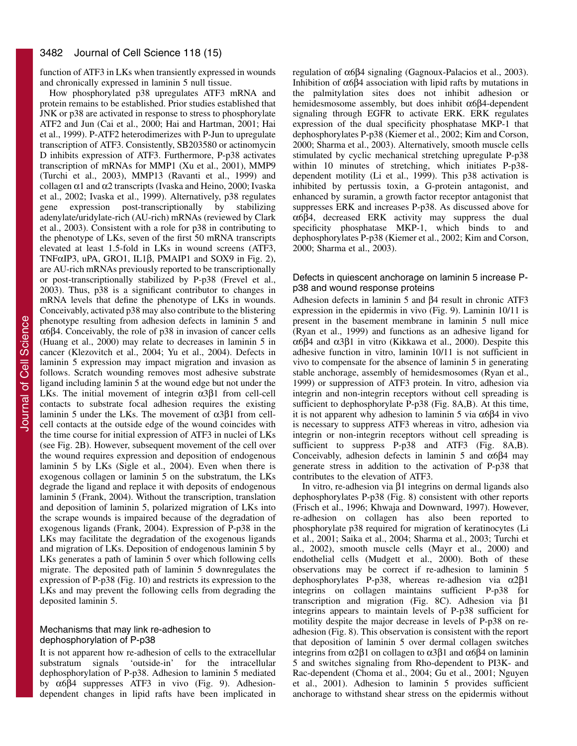function of ATF3 in LKs when transiently expressed in wounds and chronically expressed in laminin 5 null tissue.

How phosphorylated p38 upregulates ATF3 mRNA and protein remains to be established. Prior studies established that JNK or p38 are activated in response to stress to phosphorylate ATF2 and Jun (Cai et al., 2000; Hai and Hartman, 2001; Hai et al., 1999). P-ATF2 heterodimerizes with P-Jun to upregulate transcription of ATF3. Consistently, SB203580 or actinomycin D inhibits expression of ATF3. Furthermore, P-p38 activates transcription of mRNAs for MMP1 (Xu et al., 2001), MMP9 (Turchi et al., 2003), MMP13 (Ravanti et al., 1999) and collagen α1 and α2 transcripts (Ivaska and Heino, 2000; Ivaska et al., 2002; Ivaska et al., 1999). Alternatively, p38 regulates gene expression post-transcriptionally by stabilizing adenylate/uridylate-rich (AU-rich) mRNAs (reviewed by Clark et al., 2003). Consistent with a role for p38 in contributing to the phenotype of LKs, seven of the first 50 mRNA transcripts elevated at least 1.5-fold in LKs in wound screens (ATF3, TNFαIP3, uPA, GRO1, IL1β, PMAIP1 and SOX9 in Fig. 2), are AU-rich mRNAs previously reported to be transcriptionally or post-transcriptionally stabilized by P-p38 (Frevel et al., 2003). Thus, p38 is a significant contributor to changes in mRNA levels that define the phenotype of LKs in wounds. Conceivably, activated p38 may also contribute to the blistering phenotype resulting from adhesion defects in laminin 5 and α6β4. Conceivably, the role of p38 in invasion of cancer cells (Huang et al., 2000) may relate to decreases in laminin 5 in cancer (Klezovitch et al., 2004; Yu et al., 2004). Defects in laminin 5 expression may impact migration and invasion as follows. Scratch wounding removes most adhesive substrate ligand including laminin 5 at the wound edge but not under the LKs. The initial movement of integrin α3β1 from cell-cell contacts to substrate focal adhesion requires the existing laminin 5 under the LKs. The movement of α3β1 from cell-cell contacts at the outside edge of the wound coincides with the time course for initial expression of ATF3 in nuclei of LKs (see Fig. 2B). However, subsequent movement of the cell over the wound requires expression and deposition of endogenous laminin 5 by LKs (Sigle et al., 2004). Even when there is exogenous collagen or laminin 5 on the substratum, the LKs degrade the ligand and replace it with deposits of endogenous laminin 5 (Frank, 2004). Without the transcription, translation and deposition of laminin 5, polarized migration of LKs into the scrape wounds is impaired because of the degradation of exogenous ligands (Frank, 2004). Expression of P-p38 in the LKs may facilitate the degradation of the exogenous ligands and migration of LKs. Deposition of endogenous laminin 5 by LKs generates a path of laminin 5 over which following cells migrate. The deposited path of laminin 5 downregulates the expression of P-p38 (Fig. 10) and restricts its expression to the LKs and may prevent the following cells from degrading the deposited laminin 5.

### Mechanisms that may link re-adhesion to dephosphorylation of P-p38

It is not apparent how re-adhesion of cells to the extracellular substratum signals 'outside-in' for the intracellular dephosphorylation of P-p38. Adhesion to laminin 5 mediated by α6β4 suppresses ATF3 in vivo (Fig. 9). Adhesion-dependent changes in lipid rafts have been implicated in regulation of α6β4 signaling (Gagnoux-Palacios et al., 2003). Inhibition of α6β4 association with lipid rafts by mutations in the palmitylation sites does not inhibit adhesion or hemidesmosome assembly, but does inhibit α6β4-dependent signaling through EGFR to activate ERK. ERK regulates expression of the dual specificity phosphatase MKP-1 that dephosphorylates P-p38 (Kiemer et al., 2002; Kim and Corson, 2000; Sharma et al., 2003). Alternatively, smooth muscle cells stimulated by cyclic mechanical stretching upregulate P-p38 within 10 minutes of stretching, which initiates P-p38-dependent motility (Li et al., 1999). This p38 activation is inhibited by pertussis toxin, a G-protein antagonist, and enhanced by suramin, a growth factor receptor antagonist that suppresses ERK and increases P-p38. As discussed above for α6β4, decreased ERK activity may suppress the dual specificity phosphatase MKP-1, which binds to and dephosphorylates P-p38 (Kiemer et al., 2002; Kim and Corson, 2000; Sharma et al., 2003).

### Defects in quiescent anchorage on laminin 5 increase P-p38 and wound response proteins

Adhesion defects in laminin 5 and β4 result in chronic ATF3 expression in the epidermis in vivo (Fig. 9). Laminin 10/11 is present in the basement membrane in laminin 5 null mice (Ryan et al., 1999) and functions as an adhesive ligand for α6β4 and α3β1 in vitro (Kikkawa et al., 2000). Despite this adhesive function in vitro, laminin 10/11 is not sufficient in vivo to compensate for the absence of laminin 5 in generating stable anchorage, assembly of hemidesmosomes (Ryan et al., 1999) or suppression of ATF3 protein. In vitro, adhesion via integrin and non-integrin receptors without cell spreading is sufficient to dephosphorylate P-p38 (Fig. 8A,B). At this time, it is not apparent why adhesion to laminin 5 via α6β4 in vivo is necessary to suppress ATF3 whereas in vitro, adhesion via integrin or non-integrin receptors without cell spreading is sufficient to suppress P-p38 and ATF3 (Fig. 8A,B). Conceivably, adhesion defects in laminin 5 and α6β4 may generate stress in addition to the activation of P-p38 that contributes to the elevation of ATF3.

In vitro, re-adhesion via β1 integrins on dermal ligands also dephosphorylates P-p38 (Fig. 8) consistent with other reports (Frisch et al., 1996; Khwaja and Downward, 1997). However, re-adhesion on collagen has also been reported to phosphorylate p38 required for migration of keratinocytes (Li et al., 2001; Saika et al., 2004; Sharma et al., 2003; Turchi et al., 2002), smooth muscle cells (Mayr et al., 2000) and endothelial cells (Mudgett et al., 2000). Both of these observations may be correct if re-adhesion to laminin 5 dephosphorylates P-p38, whereas re-adhesion via α2β1 integrins on collagen maintains sufficient P-p38 for transcription and migration (Fig. 8C). Adhesion via β1 integrins appears to maintain levels of P-p38 sufficient for motility despite the major decrease in levels of P-p38 on re-adhesion (Fig. 8). This observation is consistent with the report that deposition of laminin 5 over dermal collagen switches integrins from α2β1 on collagen to α3β1 and α6β4 on laminin 5 and switches signaling from Rho-dependent to PI3K- and Rac-dependent (Choma et al., 2004; Gu et al., 2001; Nguyen et al., 2001). Adhesion to laminin 5 provides sufficient anchorage to withstand shear stress on the epidermis without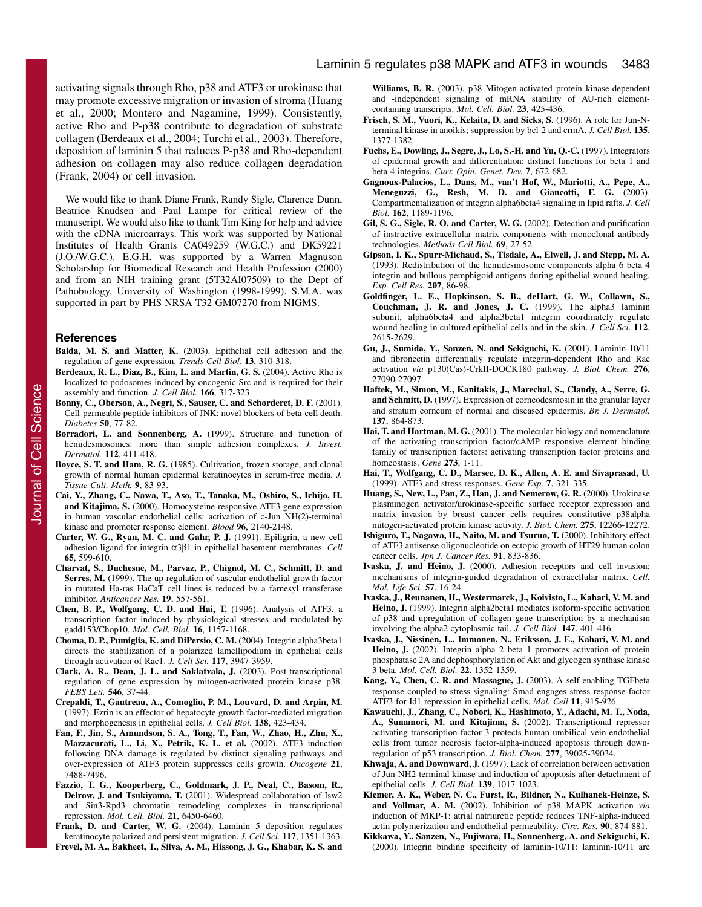activating signals through Rho, p38 and ATF3 or urokinase that may promote excessive migration or invasion of stroma (Huang et al., 2000; Montero and Nagamine, 1999). Consistently, active Rho and P-p38 contribute to degradation of substrate collagen (Berdeaux et al., 2004; Turchi et al., 2003). Therefore, deposition of laminin 5 that reduces P-p38 and Rho-dependent adhesion on collagen may also reduce collagen degradation (Frank, 2004) or cell invasion.

We would like to thank Diane Frank, Randy Sigle, Clarence Dunn, Beatrice Knudsen and Paul Lampe for critical review of the manuscript. We would also like to thank Tim King for help and advice with the cDNA microarrays. This work was supported by National Institutes of Health Grants CA049259 (W.G.C.) and DK59221 (J.O./W.G.C.). E.G.H. was supported by a Warren Magnuson Scholarship for Biomedical Research and Health Profession (2000) and from an NIH training grant (5T32AI07509) to the Dept of Pathobiology, University of Washington (1998-1999). S.M.A. was supported in part by PHS NRSA T32 GM07270 from NIGMS.

## References

**Balda, M. S. and Matter, K.** (2003). Epithelial cell adhesion and the regulation of gene expression. *Trends Cell Biol.* **13**, 310-318.

**Berdeaux, R. L., Diaz, B., Kim, L. and Martin, G. S.** (2004). Active Rho is localized to podosomes induced by oncogenic Src and is required for their assembly and function. *J. Cell Biol.* **166**, 317-323.

**Bonny, C., Oberson, A., Negri, S., Sauser, C. and Schorderet, D. F.** (2001). Cell-permeable peptide inhibitors of JNK: novel blockers of beta-cell death. *Diabetes* **50**, 77-82.

**Borradori, L. and Sonnenberg, A.** (1999). Structure and function of hemidesmosomes: more than simple adhesion complexes. *J. Invest. Dermatol.* **112**, 411-418.

**Boyce, S. T. and Ham, R. G.** (1985). Cultivation, frozen storage, and clonal growth of normal human epidermal keratinocytes in serum-free media. *J. Tissue Cult. Meth.* **9**, 83-93.

**Cai, Y., Zhang, C., Nawa, T., Aso, T., Tanaka, M., Oshiro, S., Ichijo, H. and Kitajima, S.** (2000). Homocysteine-responsive ATF3 gene expression in human vascular endothelial cells: activation of c-Jun NH(2)-terminal kinase and promoter response element. *Blood* **96**, 2140-2148.

**Carter, W. G., Ryan, M. C. and Gahr, P. J.** (1991). Epiligrin, a new cell adhesion ligand for integrin $\alpha 3\beta 1$ in epithelial basement membranes. *Cell* **65**, 599-610.

**Charvat, S., Duchesne, M., Parvaz, P., Chignol, M. C., Schmitt, D. and Serres, M.** (1999). The up-regulation of vascular endothelial growth factor in mutated Ha-ras HaCaT cell lines is reduced by a farnesyl transferase inhibitor. *Anticancer Res.* **19**, 557-561.

**Chen, B. P., Wolfgang, C. D. and Hai, T.** (1996). Analysis of ATF3, a transcription factor induced by physiological stresses and modulated by gadd153/Chop10. *Mol. Cell. Biol.* **16**, 1157-1168.

**Choma, D. P., Pumiglia, K. and DiPersio, C. M.** (2004). Integrin alpha3beta1 directs the stabilization of a polarized lamellipodium in epithelial cells through activation of Rac1. *J. Cell Sci.* **117**, 3947-3959.

**Clark, A. R., Dean, J. L. and Saklatvala, J.** (2003). Post-transcriptional regulation of gene expression by mitogen-activated protein kinase p38. *FEBS Lett.* **546**, 37-44.

**Crepaldi, T., Gautreau, A., Comoglio, P. M., Louvard, D. and Arpin, M.** (1997). Ezrin is an effector of hepatocyte growth factor-mediated migration and morphogenesis in epithelial cells. *J. Cell Biol.* **138**, 423-434.

**Fan, F., Jin, S., Amundson, S. A., Tong, T., Fan, W., Zhao, H., Zhu, X., Mazzacurati, L., Li, X., Petrik, K. L. et al.** (2002). ATF3 induction following DNA damage is regulated by distinct signaling pathways and over-expression of ATF3 protein suppresses cells growth. *Oncogene* **21**, 7488-7496.

**Fazzio, T. G., Kooperberg, C., Goldmark, J. P., Neal, C., Basom, R., Delrow, J. and Tsukiyama, T.** (2001). Widespread collaboration of Isw2 and Sin3-Rpd3 chromatin remodeling complexes in transcriptional repression. *Mol. Cell. Biol.* **21**, 6450-6460.

**Frank, D. and Carter, W. G.** (2004). Laminin 5 deposition regulates keratinocyte polarized and persistent migration. *J. Cell Sci.* **117**, 1351-1363.

**Frevel, M. A., Bakheet, T., Silva, A. M., Hissong, J. G., Khabar, K. S. and Williams, B. R.** (2003). p38 Mitogen-activated protein kinase-dependent and -independent signaling of mRNA stability of AU-rich element-containing transcripts. *Mol. Cell. Biol.* **23**, 425-436.

**Frisch, S. M., Vuori, K., Kelaita, D. and Sicks, S.** (1996). A role for Jun-N-terminal kinase in anoikis; suppression by bcl-2 and crmA. *J. Cell Biol.* **135**, 1377-1382.

**Fuchs, E., Dowling, J., Segre, J., Lo, S.-H. and Yu, Q.-C.** (1997). Integrators of epidermal growth and differentiation: distinct functions for beta 1 and beta 4 integrins. *Curr. Opin. Genet. Dev.* **7**, 672-682.

**Gagnoux-Palacios, L., Dans, M., van't Hof, W., Mariotti, A., Pepe, A., Meneguzzi, G., Resh, M. D. and Giancotti, F. G.** (2003). Compartmentalization of integrin alpha6beta4 signaling in lipid rafts. *J. Cell Biol.* **162**, 1189-1196.

**Gil, S. G., Sigle, R. O. and Carter, W. G.** (2002). Detection and purification of instructive extracellular matrix components with monoclonal antibody technologies. *Methods Cell Biol.* **69**, 27-52.

**Gipson, I. K., Spurr-Michaud, S., Tisdale, A., Elwell, J. and Stepp, M. A.** (1993). Redistribution of the hemidesmosome components alpha 6 beta 4 integrin and bullous pemphigoid antigens during epithelial wound healing. *Exp. Cell Res.* **207**, 86-98.

**Goldfinger, L. E., Hopkinson, S. B., deHart, G. W., Collawn, S., Couchman, J. R. and Jones, J. C.** (1999). The alpha3 laminin subunit, alpha6beta4 and alpha3beta1 integrin coordinately regulate wound healing in cultured epithelial cells and in the skin. *J. Cell Sci.* **112**, 2615-2629.

**Gu, J., Sumida, Y., Sanzen, N. and Sekiguchi, K.** (2001). Laminin-10/11 and fibronectin differentially regulate integrin-dependent Rho and Rac activation *via* p130(Cas)-CrkII-DOCK180 pathway. *J. Biol. Chem.* **276**, 27090-27097.

**Haftek, M., Simon, M., Kanitakis, J., Marechal, S., Claudy, A., Serre, G. and Schmitt, D.** (1997). Expression of corneodesmosin in the granular layer and stratum corneum of normal and diseased epidermis. *Br. J. Dermatol.* **137**, 864-873.

**Hai, T. and Hartman, M. G.** (2001). The molecular biology and nomenclature of the activating transcription factor/cAMP responsive element binding family of transcription factors: activating transcription factor proteins and homeostasis. *Gene* **273**, 1-11.

**Hai, T., Wolfgang, C. D., Marsee, D. K., Allen, A. E. and Sivaprasad, U.** (1999). ATF3 and stress responses. *Gene Exp.* **7**, 321-335.

**Huang, S., New, L., Pan, Z., Han, J. and Nemerow, G. R.** (2000). Urokinase plasminogen activator/urokinase-specific surface receptor expression and matrix invasion by breast cancer cells requires constitutive p38alpha mitogen-activated protein kinase activity. *J. Biol. Chem.* **275**, 12266-12272.

**Ishiguro, T., Nagawa, H., Naito, M. and Tsuruo, T.** (2000). Inhibitory effect of ATF3 antisense oligonucleotide on ectopic growth of HT29 human colon cancer cells. *Jpn J. Cancer Res.* **91**, 833-836.

**Ivaska, J. and Heino, J.** (2000). Adhesion receptors and cell invasion: mechanisms of integrin-guided degradation of extracellular matrix. *Cell. Mol. Life Sci.* **57**, 16-24.

**Ivaska, J., Reunanen, H., Westermarck, J., Koivisto, L., Kahari, V. M. and Heino, J.** (1999). Integrin alpha2beta1 mediates isoform-specific activation of p38 and upregulation of collagen gene transcription by a mechanism involving the alpha2 cytoplasmic tail. *J. Cell Biol.* **147**, 401-416.

**Ivaska, J., Nissinen, L., Immonen, N., Eriksson, J. E., Kahari, V. M. and Heino, J.** (2002). Integrin alpha 2 beta 1 promotes activation of protein phosphatase 2A and dephosphorylation of Akt and glycogen synthase kinase 3 beta. *Mol. Cell. Biol.* **22**, 1352-1359.

**Kang, Y., Chen, C. R. and Massague, J.** (2003). A self-enabling TGFbeta response coupled to stress signaling: Smad engages stress response factor ATF3 for Id1 repression in epithelial cells. *Mol. Cell* **11**, 915-926.

**Kawauchi, J., Zhang, C., Nobori, K., Hashimoto, Y., Adachi, M. T., Noda, A., Sunamori, M. and Kitajima, S.** (2002). Transcriptional repressor activating transcription factor 3 protects human umbilical vein endothelial cells from tumor necrosis factor-alpha-induced apoptosis through down-regulation of p53 transcription. *J. Biol. Chem.* **277**, 39025-39034.

**Khwaja, A. and Downward, J.** (1997). Lack of correlation between activation of Jun-NH2-terminal kinase and induction of apoptosis after detachment of epithelial cells. *J. Cell Biol.* **139**, 1017-1023.

**Kiemer, A. K., Weber, N. C., Furst, R., Bildner, N., Kulhanek-Heinze, S. and Vollmar, A. M.** (2002). Inhibition of p38 MAPK activation *via* induction of MKP-1: atrial natriuretic peptide reduces TNF-alpha-induced actin polymerization and endothelial permeability. *Circ. Res.* **90**, 874-881.

**Kikkawa, Y., Sanzen, N., Fujiwara, H., Sonnenberg, A. and Sekiguchi, K.** (2000). Integrin binding specificity of laminin-10/11: laminin-10/11 are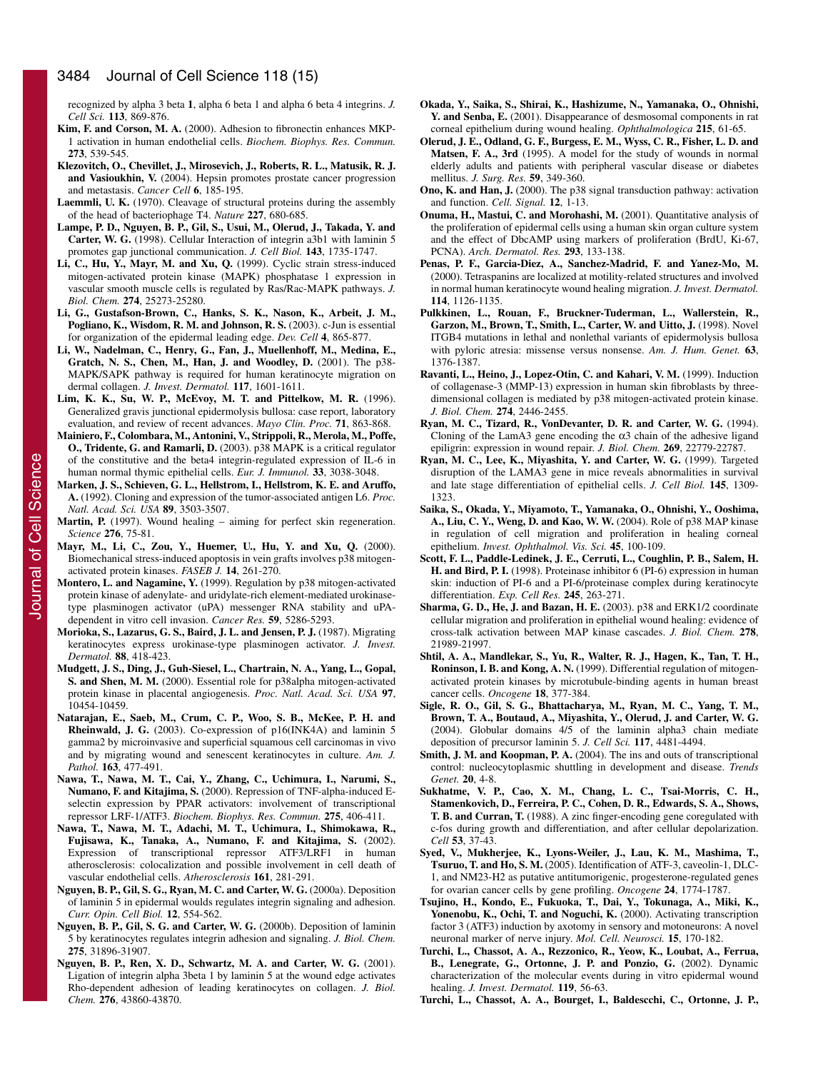recognized by alpha 3 beta **1**, alpha 6 beta 1 and alpha 6 beta 4 integrins. *J. Cell Sci.* **113**, 869-876.

**Kim, F. and Corson, M. A.** (2000). Adhesion to fibronectin enhances MKP-1 activation in human endothelial cells. *Biochem. Biophys. Res. Commun.* **273**, 539-545.

**Klezovitch, O., Chevillet, J., Mirosevich, J., Roberts, R. L., Matusik, R. J. and Vasioukhin, V.** (2004). Hepsin promotes prostate cancer progression and metastasis. *Cancer Cell* **6**, 185-195.

**Laemmli, U. K.** (1970). Cleavage of structural proteins during the assembly of the head of bacteriophage T4. *Nature* **227**, 680-685.

**Lampe, P. D., Nguyen, B. P., Gil, S., Usui, M., Olerud, J., Takada, Y. and Carter, W. G.** (1998). Cellular Interaction of integrin a3b1 with laminin 5 promotes gap junctional communication. *J. Cell Biol.* **143**, 1735-1747.

**Li, C., Hu, Y., Mayr, M. and Xu, Q.** (1999). Cyclic strain stress-induced mitogen-activated protein kinase (MAPK) phosphatase 1 expression in vascular smooth muscle cells is regulated by Ras/Rac-MAPK pathways. *J. Biol. Chem.* **274**, 25273-25280.

**Li, G., Gustafson-Brown, C., Hanks, S. K., Nason, K., Arbeit, J. M., Pogliano, K., Wisdom, R. M. and Johnson, R. S.** (2003). c-Jun is essential for organization of the epidermal leading edge. *Dev. Cell* **4**, 865-877.

**Li, W., Nadelman, C., Henry, G., Fan, J., Muellenhoff, M., Medina, E., Gratch, N. S., Chen, M., Han, J. and Woodley, D.** (2001). The p38-MAPK/SAPK pathway is required for human keratinocyte migration on dermal collagen. *J. Invest. Dermatol.* **117**, 1601-1611.

**Lim, K. K., Su, W. P., McEvoy, M. T. and Pittelkow, M. R.** (1996). Generalized gravis junctional epidermolysis bullosa: case report, laboratory evaluation, and review of recent advances. *Mayo Clin. Proc.* **71**, 863-868.

**Mainiero, F., Colombara, M., Antonini, V., Strippoli, R., Merola, M., Poffe, O., Tridente, G. and Ramarli, D.** (2003). p38 MAPK is a critical regulator of the constitutive and the beta4 integrin-regulated expression of IL-6 in human normal thymic epithelial cells. *Eur. J. Immunol.* **33**, 3038-3048.

**Marken, J. S., Schieven, G. L., Hellstrom, I., Hellstrom, K. E. and Aruffo, A.** (1992). Cloning and expression of the tumor-associated antigen L6. *Proc. Natl. Acad. Sci. USA* **89**, 3503-3507.

**Martin, P.** (1997). Wound healing – aiming for perfect skin regeneration. *Science* **276**, 75-81.

**Mayr, M., Li, C., Zou, Y., Huemer, U., Hu, Y. and Xu, Q.** (2000). Biomechanical stress-induced apoptosis in vein grafts involves p38 mitogen-activated protein kinases. *FASEB J.* **14**, 261-270.

**Montero, L. and Nagamine, Y.** (1999). Regulation by p38 mitogen-activated protein kinase of adenylate- and uridylate-rich element-mediated urokinase-type plasminogen activator (uPA) messenger RNA stability and uPA-dependent in vitro cell invasion. *Cancer Res.* **59**, 5286-5293.

**Morioka, S., Lazarus, G. S., Baird, J. L. and Jensen, P. J.** (1987). Migrating keratinocytes express urokinase-type plasminogen activator. *J. Invest. Dermatol.* **88**, 418-423.

**Mudgett, J. S., Ding, J., Guh-Siesel, L., Chartrain, N. A., Yang, L., Gopal, S. and Shen, M. M.** (2000). Essential role for p38alpha mitogen-activated protein kinase in placental angiogenesis. *Proc. Natl. Acad. Sci. USA* **97**, 10454-10459.

**Natarajan, E., Saeb, M., Crum, C. P., Woo, S. B., McKee, P. H. and Rheinwald, J. G.** (2003). Co-expression of p16(INK4A) and laminin 5 gamma2 by microinvasive and superficial squamous cell carcinomas in vivo and by migrating wound and senescent keratinocytes in culture. *Am. J. Pathol.* **163**, 477-491.

**Nawa, T., Nawa, M. T., Cai, Y., Zhang, C., Uchimura, I., Narumi, S., Numano, F. and Kitajima, S.** (2000). Repression of TNF-alpha-induced E-selectin expression by PPAR activators: involvement of transcriptional repressor LRF-1/ATF3. *Biochem. Biophys. Res. Commun.* **275**, 406-411.

**Nawa, T., Nawa, M. T., Adachi, M. T., Uchimura, I., Shimokawa, R., Fujisawa, K., Tanaka, A., Numano, F. and Kitajima, S.** (2002). Expression of transcriptional repressor ATF3/LRF1 in human atherosclerosis: colocalization and possible involvement in cell death of vascular endothelial cells. *Atherosclerosis* **161**, 281-291.

**Nguyen, B. P., Gil, S. G., Ryan, M. C. and Carter, W. G.** (2000a). Deposition of laminin 5 in epidermal wounds regulates integrin signaling and adhesion. *Curr. Opin. Cell Biol.* **12**, 554-562.

**Nguyen, B. P., Gil, S. G. and Carter, W. G.** (2000b). Deposition of laminin 5 by keratinocytes regulates integrin adhesion and signaling. *J. Biol. Chem.* **275**, 31896-31907.

**Nguyen, B. P., Ren, X. D., Schwartz, M. A. and Carter, W. G.** (2001). Ligation of integrin alpha 3beta 1 by laminin 5 at the wound edge activates Rho-dependent adhesion of leading keratinocytes on collagen. *J. Biol. Chem.* **276**, 43860-43870.

**Okada, Y., Saika, S., Shirai, K., Hashizume, N., Yamanaka, O., Ohnishi, Y. and Senba, E.** (2001). Disappearance of desmosomal components in rat corneal epithelium during wound healing. *Ophthalmologica* **215**, 61-65.

**Olerud, J. E., Odland, G. F., Burgess, E. M., Wyss, C. R., Fisher, L. D. and Matsen, F. A., 3rd** (1995). A model for the study of wounds in normal elderly adults and patients with peripheral vascular disease or diabetes mellitus. *J. Surg. Res.* **59**, 349-360.

**Ono, K. and Han, J.** (2000). The p38 signal transduction pathway: activation and function. *Cell. Signal.* **12**, 1-13.

**Onuma, H., Mastui, C. and Morohashi, M.** (2001). Quantitative analysis of the proliferation of epidermal cells using a human skin organ culture system and the effect of DbcAMP using markers of proliferation (BrdU, Ki-67, PCNA). *Arch. Dermatol. Res.* **293**, 133-138.

**Penas, P. F., Garcia-Diez, A., Sanchez-Madrid, F. and Yanez-Mo, M.** (2000). Tetraspanins are localized at motility-related structures and involved in normal human keratinocyte wound healing migration. *J. Invest. Dermatol.* **114**, 1126-1135.

**Pulkkinen, L., Rouan, F., Bruckner-Tuderman, L., Wallerstein, R., Garzon, M., Brown, T., Smith, L., Carter, W. and Uitto, J.** (1998). Novel ITGB4 mutations in lethal and nonlethal variants of epidermolysis bullosa with pyloric atresia: missense versus nonsense. *Am. J. Hum. Genet.* **63**, 1376-1387.

**Ravanti, L., Heino, J., Lopez-Otin, C. and Kahari, V. M.** (1999). Induction of collagenase-3 (MMP-13) expression in human skin fibroblasts by three-dimensional collagen is mediated by p38 mitogen-activated protein kinase. *J. Biol. Chem.* **274**, 2446-2455.

**Ryan, M. C., Tizard, R., VonDevanter, D. R. and Carter, W. G.** (1994). Cloning of the LamA3 gene encoding the $\alpha$3 chain of the adhesive ligand epiligrin: expression in wound repair. *J. Biol. Chem.* **269**, 22779-22787.

**Ryan, M. C., Lee, K., Miyashita, Y. and Carter, W. G.** (1999). Targeted disruption of the LAMA3 gene in mice reveals abnormalities in survival and late stage differentiation of epithelial cells. *J. Cell Biol.* **145**, 1309-1323.

**Saika, S., Okada, Y., Miyamoto, T., Yamanaka, O., Ohnishi, Y., Ooshima, A., Liu, C. Y., Weng, D. and Kao, W. W.** (2004). Role of p38 MAP kinase in regulation of cell migration and proliferation in healing corneal epithelium. *Invest. Ophthalmol. Vis. Sci.* **45**, 100-109.

**Scott, F. L., Paddle-Ledinek, J. E., Cerruti, L., Coughlin, P. B., Salem, H. H. and Bird, P. I.** (1998). Proteinase inhibitor 6 (PI-6) expression in human skin: induction of PI-6 and a PI-6/proteinase complex during keratinocyte differentiation. *Exp. Cell Res.* **245**, 263-271.

**Sharma, G. D., He, J. and Bazan, H. E.** (2003). p38 and ERK1/2 coordinate cellular migration and proliferation in epithelial wound healing: evidence of cross-talk activation between MAP kinase cascades. *J. Biol. Chem.* **278**, 21989-21997.

**Shtil, A. A., Mandlekar, S., Yu, R., Walter, R. J., Hagen, K., Tan, T. H., Roninson, I. B. and Kong, A. N.** (1999). Differential regulation of mitogen-activated protein kinases by microtubule-binding agents in human breast cancer cells. *Oncogene* **18**, 377-384.

**Sigle, R. O., Gil, S. G., Bhattacharya, M., Ryan, M. C., Yang, T. M., Brown, T. A., Boutaud, A., Miyashita, Y., Olerud, J. and Carter, W. G.** (2004). Globular domains 4/5 of the laminin alpha3 chain mediate deposition of precursor laminin 5. *J. Cell Sci.* **117**, 4481-4494.

**Smith, J. M. and Koopman, P. A.** (2004). The ins and outs of transcriptional control: nucleocytoplasmic shuttling in development and disease. *Trends Genet.* **20**, 4-8.

**Sukhatme, V. P., Cao, X. M., Chang, L. C., Tsai-Morris, C. H., Stamenkovich, D., Ferreira, P. C., Cohen, D. R., Edwards, S. A., Shows, T. B. and Curran, T.** (1988). A zinc finger-encoding gene coregulated with c-fos during growth and differentiation, and after cellular depolarization. *Cell* **53**, 37-43.

**Syed, V., Mukherjee, K., Lyons-Weiler, J., Lau, K. M., Mashima, T., Tsuruo, T. and Ho, S. M.** (2005). Identification of ATF-3, caveolin-1, DLC-1, and NM23-H2 as putative antitumorigenic, progesterone-regulated genes for ovarian cancer cells by gene profiling. *Oncogene* **24**, 1774-1787.

**Tsujino, H., Kondo, E., Fukuoka, T., Dai, Y., Tokunaga, A., Miki, K., Yonenobu, K., Ochi, T. and Noguchi, K.** (2000). Activating transcription factor 3 (ATF3) induction by axotomy in sensory and motoneurons: A novel neuronal marker of nerve injury. *Mol. Cell. Neurosci.* **15**, 170-182.

**Turchi, L., Chassot, A. A., Rezzonico, R., Yeow, K., Loubat, A., Ferrua, B., Lenegrate, G., Ortonne, J. P. and Ponzio, G.** (2002). Dynamic characterization of the molecular events during in vitro epidermal wound healing. *J. Invest. Dermatol.* **119**, 56-63.

**Turchi, L., Chassot, A. A., Bourget, I., Baldeschi, C., Ortonne, J. P.,**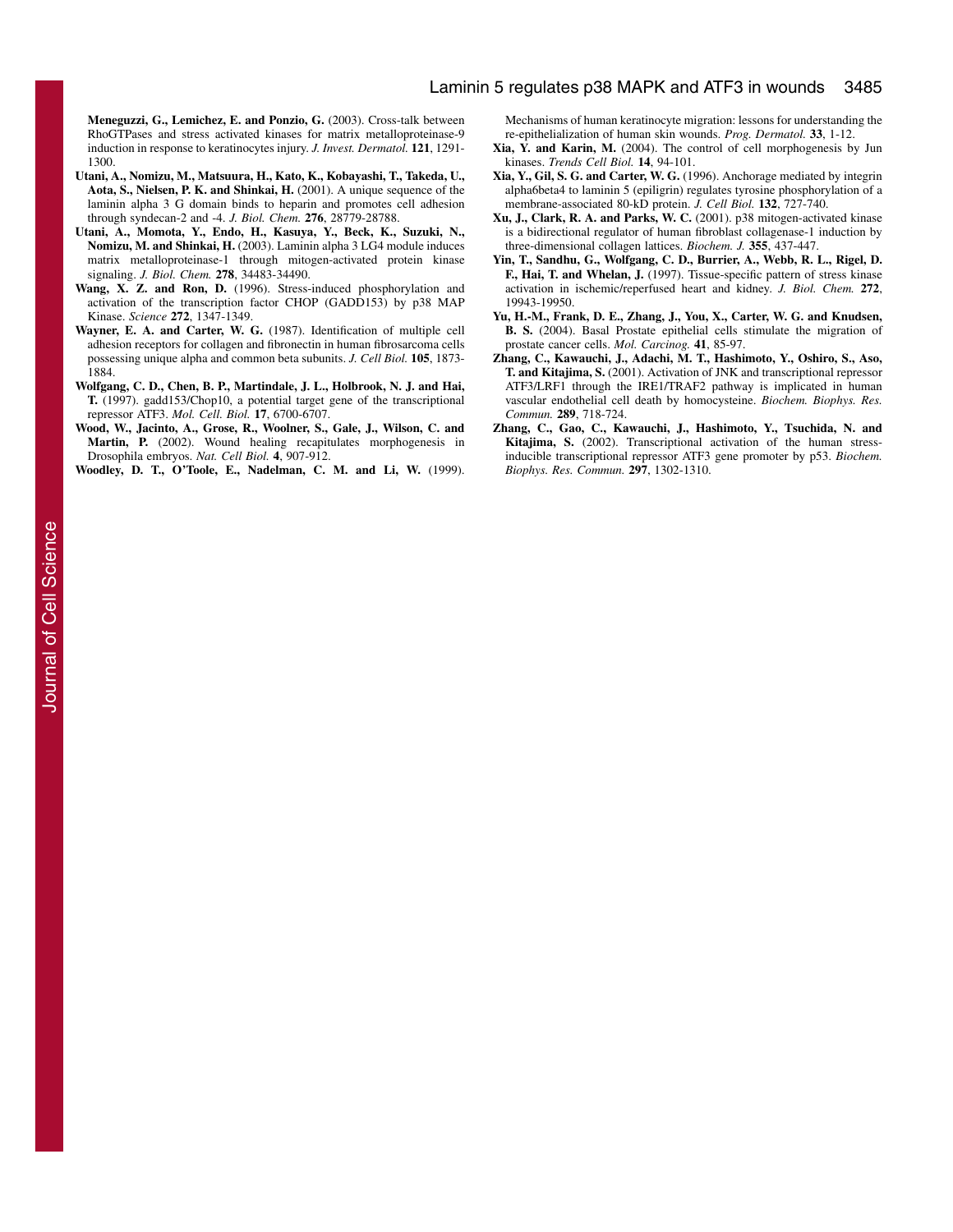**Meneguzzi, G., Lemichez, E. and Ponzio, G.** (2003). Cross-talk between RhoGTPases and stress activated kinases for matrix metalloproteinase-9 induction in response to keratinocytes injury. *J. Invest. Dermatol.* **121**, 1291-1300.

**Utani, A., Nomizu, M., Matsuura, H., Kato, K., Kobayashi, T., Takeda, U., Aota, S., Nielsen, P. K. and Shinkai, H.** (2001). A unique sequence of the laminin alpha 3 G domain binds to heparin and promotes cell adhesion through syndecan-2 and -4. *J. Biol. Chem.* **276**, 28779-28788.

**Utani, A., Momota, Y., Endo, H., Kasuya, Y., Beck, K., Suzuki, N., Nomizu, M. and Shinkai, H.** (2003). Laminin alpha 3 LG4 module induces matrix metalloproteinase-1 through mitogen-activated protein kinase signaling. *J. Biol. Chem.* **278**, 34483-34490.

**Wang, X. Z. and Ron, D.** (1996). Stress-induced phosphorylation and activation of the transcription factor CHOP (GADD153) by p38 MAP Kinase. *Science* **272**, 1347-1349.

**Wayner, E. A. and Carter, W. G.** (1987). Identification of multiple cell adhesion receptors for collagen and fibronectin in human fibrosarcoma cells possessing unique alpha and common beta subunits. *J. Cell Biol.* **105**, 1873-1884.

**Wolfgang, C. D., Chen, B. P., Martindale, J. L., Holbrook, N. J. and Hai, T.** (1997). gadd153/Chop10, a potential target gene of the transcriptional repressor ATF3. *Mol. Cell. Biol.* **17**, 6700-6707.

**Wood, W., Jacinto, A., Grose, R., Woolner, S., Gale, J., Wilson, C. and Martin, P.** (2002). Wound healing recapitulates morphogenesis in Drosophila embryos. *Nat. Cell Biol.* **4**, 907-912.

**Woodley, D. T., O'Toole, E., Nadelman, C. M. and Li, W.** (1999). Mechanisms of human keratinocyte migration: lessons for understanding the re-epithelialization of human skin wounds. *Prog. Dermatol.* **33**, 1-12.

**Xia, Y. and Karin, M.** (2004). The control of cell morphogenesis by Jun kinases. *Trends Cell Biol.* **14**, 94-101.

**Xia, Y., Gil, S. G. and Carter, W. G.** (1996). Anchorage mediated by integrin alpha6beta4 to laminin 5 (epiligrin) regulates tyrosine phosphorylation of a membrane-associated 80-kD protein. *J. Cell Biol.* **132**, 727-740.

**Xu, J., Clark, R. A. and Parks, W. C.** (2001). p38 mitogen-activated kinase is a bidirectional regulator of human fibroblast collagenase-1 induction by three-dimensional collagen lattices. *Biochem. J.* **355**, 437-447.

**Yin, T., Sandhu, G., Wolfgang, C. D., Burrier, A., Webb, R. L., Rigel, D. F., Hai, T. and Whelan, J.** (1997). Tissue-specific pattern of stress kinase activation in ischemic/reperfused heart and kidney. *J. Biol. Chem.* **272**, 19943-19950.

**Yu, H.-M., Frank, D. E., Zhang, J., You, X., Carter, W. G. and Knudsen, B. S.** (2004). Basal Prostate epithelial cells stimulate the migration of prostate cancer cells. *Mol. Carcinog.* **41**, 85-97.

**Zhang, C., Kawauchi, J., Adachi, M. T., Hashimoto, Y., Oshiro, S., Aso, T. and Kitajima, S.** (2001). Activation of JNK and transcriptional repressor ATF3/LRF1 through the IRE1/TRAF2 pathway is implicated in human vascular endothelial cell death by homocysteine. *Biochem. Biophys. Res. Commun.* **289**, 718-724.

**Zhang, C., Gao, C., Kawauchi, J., Hashimoto, Y., Tsuchida, N. and Kitajima, S.** (2002). Transcriptional activation of the human stress-inducible transcriptional repressor ATF3 gene promoter by p53. *Biochem. Biophys. Res. Commun.* **297**, 1302-1310.